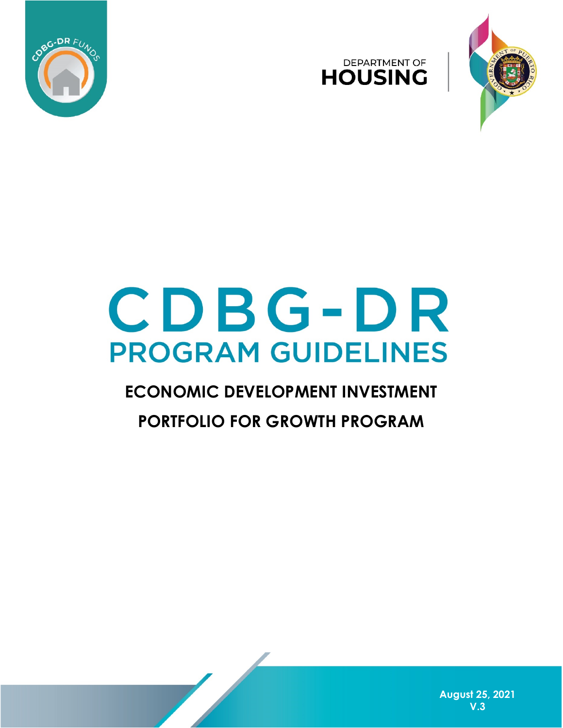DEPARTMENT OF
**HOUSING**

# CDBG-DR
# PROGRAM GUIDELINES

## ECONOMIC DEVELOPMENT INVESTMENT PORTFOLIO FOR GROWTH PROGRAM

**August 25, 2021**
**V.3**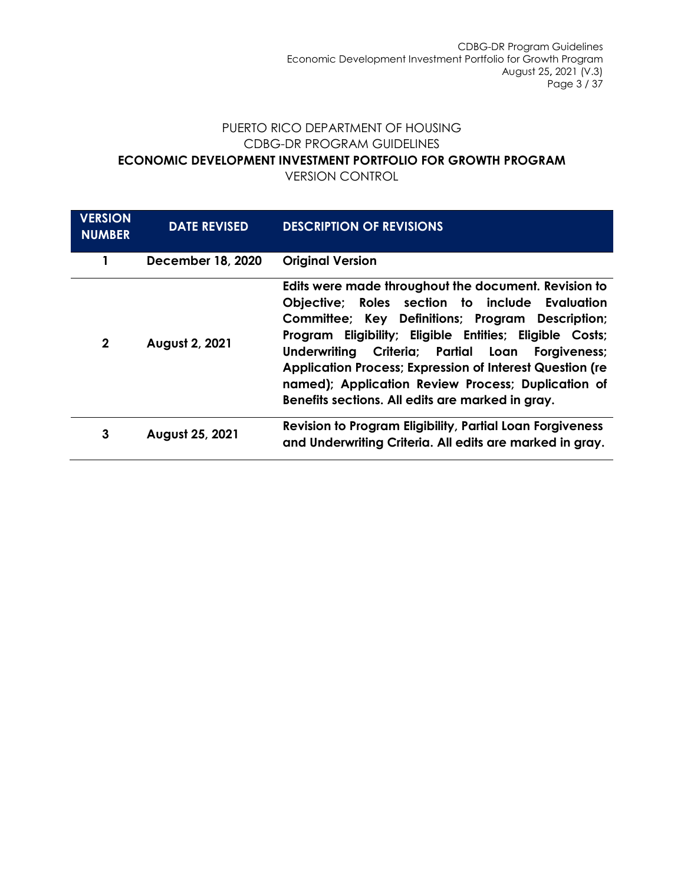PUERTO RICO DEPARTMENT OF HOUSING
CDBG-DR PROGRAM GUIDELINES
**ECONOMIC DEVELOPMENT INVESTMENT PORTFOLIO FOR GROWTH PROGRAM**
VERSION CONTROL

| VERSION NUMBER | DATE REVISED | DESCRIPTION OF REVISIONS |
|---|---|---|
| **1** | **December 18, 2020** | **Original Version** |
| **2** | **August 2, 2021** | **Edits were made throughout the document. Revision to Objective; Roles section to include Evaluation Committee; Key Definitions; Program Description; Program Eligibility; Eligible Entities; Eligible Costs; Underwriting Criteria; Partial Loan Forgiveness; Application Process; Expression of Interest Question (re named); Application Review Process; Duplication of Benefits sections. All edits are marked in gray.** |
| **3** | **August 25, 2021** | **Revision to Program Eligibility, Partial Loan Forgiveness and Underwriting Criteria. All edits are marked in gray.** |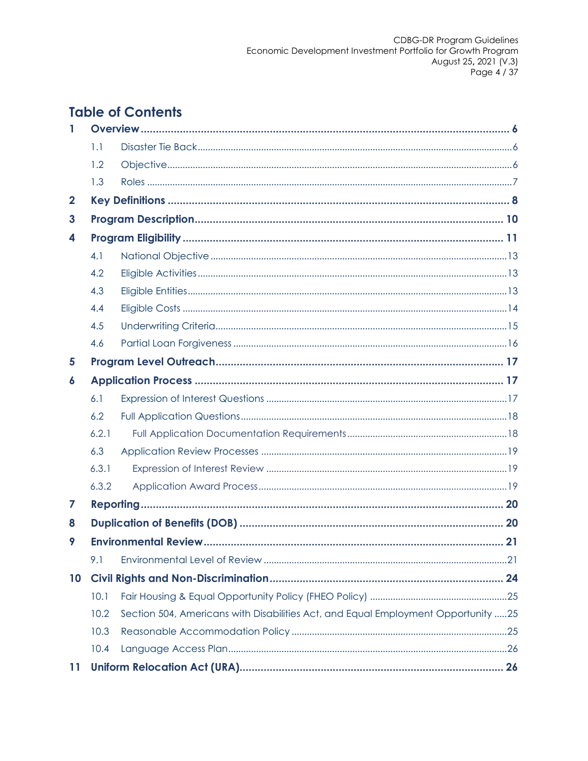# Table of Contents

1 Overview ........................................................ 6

- 1.1 Disaster Tie Back ........................................................ 6
- 1.2 Objective ........................................................ 6
- 1.3 Roles ........................................................ 7

2 Key Definitions ........................................................ 8

3 Program Description ........................................................ 10

4 Program Eligibility ........................................................ 11

- 4.1 National Objective ........................................................ 13
- 4.2 Eligible Activities ........................................................ 13
- 4.3 Eligible Entities ........................................................ 13
- 4.4 Eligible Costs ........................................................ 14
- 4.5 Underwriting Criteria ........................................................ 15
- 4.6 Partial Loan Forgiveness ........................................................ 16

5 Program Level Outreach ........................................................ 17

6 Application Process ........................................................ 17

- 6.1 Expression of Interest Questions ........................................................ 17
- 6.2 Full Application Questions ........................................................ 18
  - 6.2.1 Full Application Documentation Requirements ........................................................ 18
- 6.3 Application Review Processes ........................................................ 19
  - 6.3.1 Expression of Interest Review ........................................................ 19
  - 6.3.2 Application Award Process ........................................................ 19

7 Reporting ........................................................ 20

8 Duplication of Benefits (DOB) ........................................................ 20

9 Environmental Review ........................................................ 21

- 9.1 Environmental Level of Review ........................................................ 21

10 Civil Rights and Non-Discrimination ........................................................ 24

- 10.1 Fair Housing & Equal Opportunity Policy (FHEO Policy) ........................................................ 25
- 10.2 Section 504, Americans with Disabilities Act, and Equal Employment Opportunity ..... 25
- 10.3 Reasonable Accommodation Policy ........................................................ 25
- 10.4 Language Access Plan ........................................................ 26

11 Uniform Relocation Act (URA) ........................................................ 26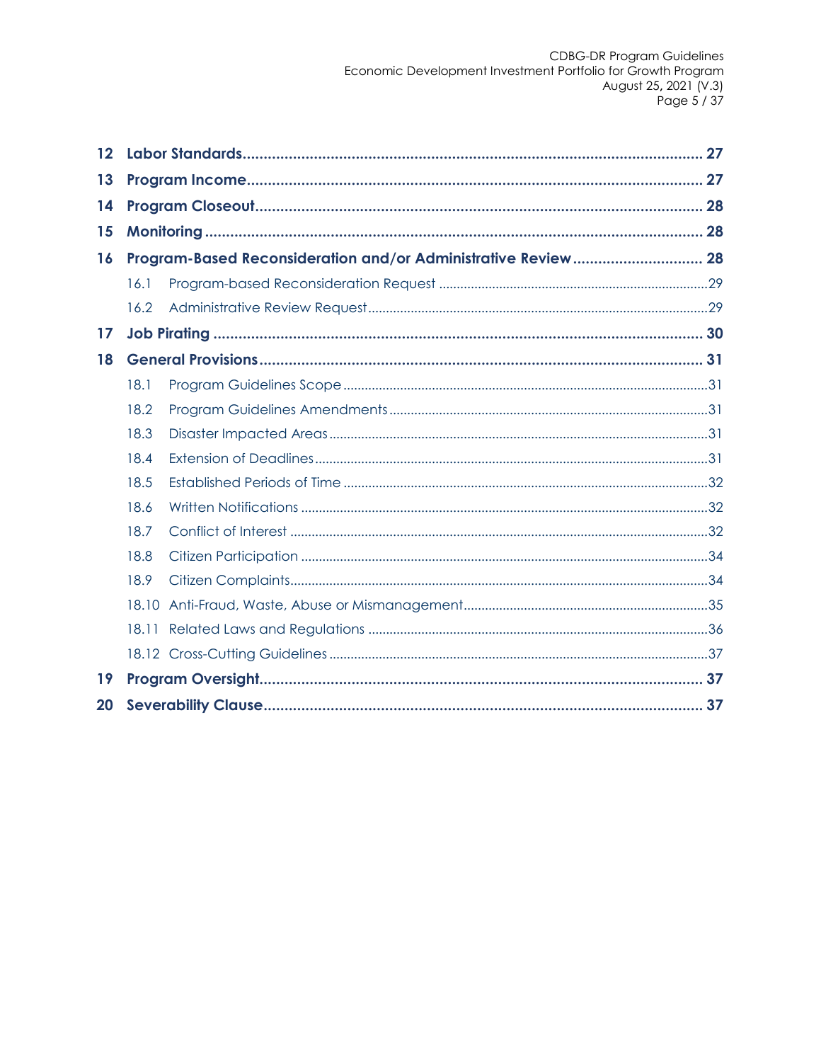12 **Labor Standards** ... 27

13 **Program Income** ... 27

14 **Program Closeout** ... 28

15 **Monitoring** ... 28

16 **Program-Based Reconsideration and/or Administrative Review** ... 28

- 16.1 Program-based Reconsideration Request ... 29
- 16.2 Administrative Review Request ... 29

17 **Job Pirating** ... 30

18 **General Provisions** ... 31

- 18.1 Program Guidelines Scope ... 31
- 18.2 Program Guidelines Amendments ... 31
- 18.3 Disaster Impacted Areas ... 31
- 18.4 Extension of Deadlines ... 31
- 18.5 Established Periods of Time ... 32
- 18.6 Written Notifications ... 32
- 18.7 Conflict of Interest ... 32
- 18.8 Citizen Participation ... 34
- 18.9 Citizen Complaints ... 34
- 18.10 Anti-Fraud, Waste, Abuse or Mismanagement ... 35
- 18.11 Related Laws and Regulations ... 36
- 18.12 Cross-Cutting Guidelines ... 37

19 **Program Oversight** ... 37

20 **Severability Clause** ... 37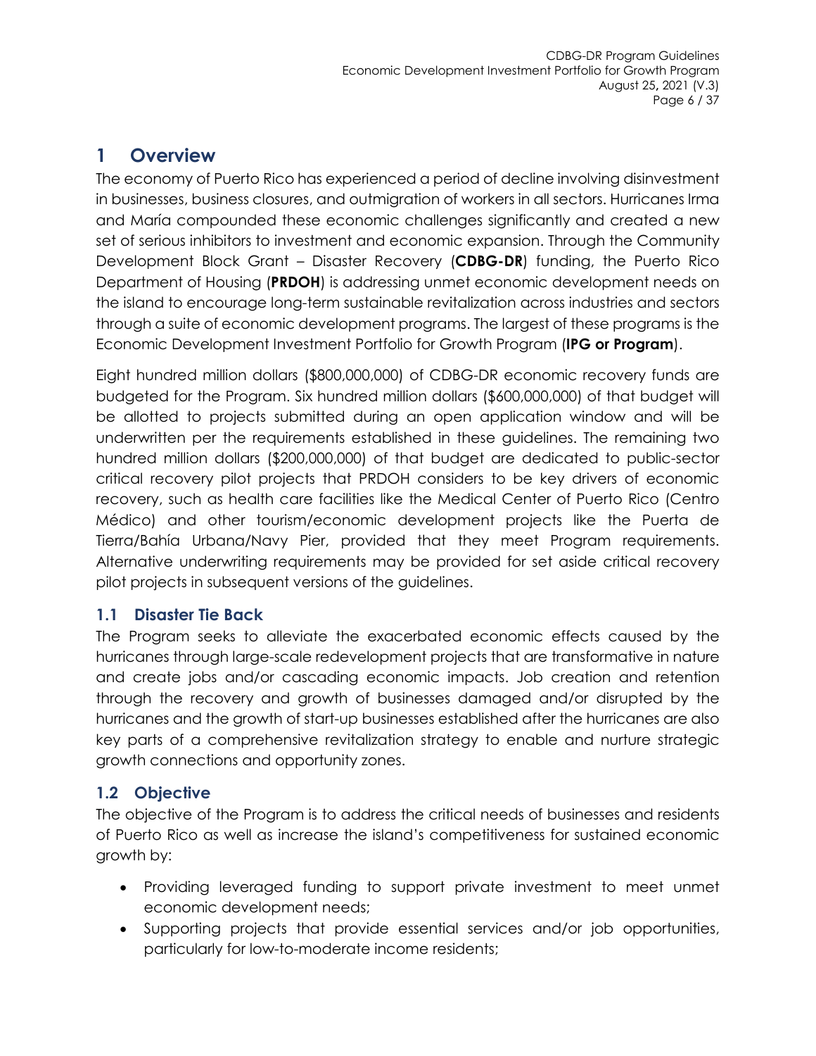# 1 Overview

The economy of Puerto Rico has experienced a period of decline involving disinvestment in businesses, business closures, and outmigration of workers in all sectors. Hurricanes Irma and María compounded these economic challenges significantly and created a new set of serious inhibitors to investment and economic expansion. Through the Community Development Block Grant – Disaster Recovery (**CDBG-DR**) funding, the Puerto Rico Department of Housing (**PRDOH**) is addressing unmet economic development needs on the island to encourage long-term sustainable revitalization across industries and sectors through a suite of economic development programs. The largest of these programs is the Economic Development Investment Portfolio for Growth Program (**IPG or Program**).

Eight hundred million dollars ($800,000,000) of CDBG-DR economic recovery funds are budgeted for the Program. Six hundred million dollars ($600,000,000) of that budget will be allotted to projects submitted during an open application window and will be underwritten per the requirements established in these guidelines. The remaining two hundred million dollars ($200,000,000) of that budget are dedicated to public-sector critical recovery pilot projects that PRDOH considers to be key drivers of economic recovery, such as health care facilities like the Medical Center of Puerto Rico (Centro Médico) and other tourism/economic development projects like the Puerta de Tierra/Bahía Urbana/Navy Pier, provided that they meet Program requirements. Alternative underwriting requirements may be provided for set aside critical recovery pilot projects in subsequent versions of the guidelines.

## 1.1 Disaster Tie Back

The Program seeks to alleviate the exacerbated economic effects caused by the hurricanes through large-scale redevelopment projects that are transformative in nature and create jobs and/or cascading economic impacts. Job creation and retention through the recovery and growth of businesses damaged and/or disrupted by the hurricanes and the growth of start-up businesses established after the hurricanes are also key parts of a comprehensive revitalization strategy to enable and nurture strategic growth connections and opportunity zones.

## 1.2 Objective

The objective of the Program is to address the critical needs of businesses and residents of Puerto Rico as well as increase the island's competitiveness for sustained economic growth by:

- Providing leveraged funding to support private investment to meet unmet economic development needs;
- Supporting projects that provide essential services and/or job opportunities, particularly for low-to-moderate income residents;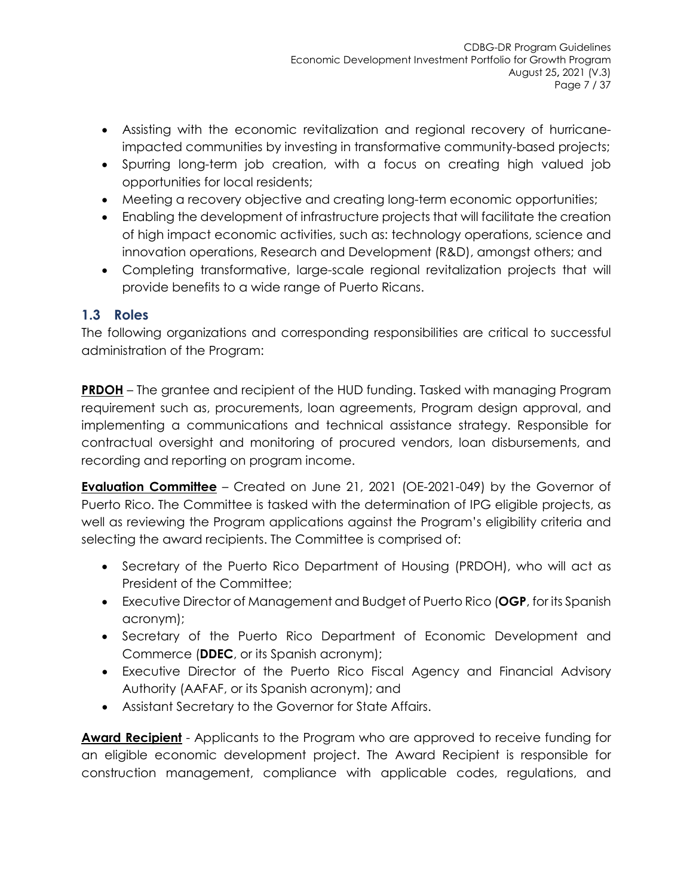- Assisting with the economic revitalization and regional recovery of hurricane-impacted communities by investing in transformative community-based projects;
- Spurring long-term job creation, with a focus on creating high valued job opportunities for local residents;
- Meeting a recovery objective and creating long-term economic opportunities;
- Enabling the development of infrastructure projects that will facilitate the creation of high impact economic activities, such as: technology operations, science and innovation operations, Research and Development (R&D), amongst others; and
- Completing transformative, large-scale regional revitalization projects that will provide benefits to a wide range of Puerto Ricans.

## 1.3 Roles

The following organizations and corresponding responsibilities are critical to successful administration of the Program:

**PRDOH** – The grantee and recipient of the HUD funding. Tasked with managing Program requirement such as, procurements, loan agreements, Program design approval, and implementing a communications and technical assistance strategy. Responsible for contractual oversight and monitoring of procured vendors, loan disbursements, and recording and reporting on program income.

**Evaluation Committee** – Created on June 21, 2021 (OE-2021-049) by the Governor of Puerto Rico. The Committee is tasked with the determination of IPG eligible projects, as well as reviewing the Program applications against the Program's eligibility criteria and selecting the award recipients. The Committee is comprised of:

- Secretary of the Puerto Rico Department of Housing (PRDOH), who will act as President of the Committee;
- Executive Director of Management and Budget of Puerto Rico (**OGP**, for its Spanish acronym);
- Secretary of the Puerto Rico Department of Economic Development and Commerce (**DDEC**, or its Spanish acronym);
- Executive Director of the Puerto Rico Fiscal Agency and Financial Advisory Authority (AAFAF, or its Spanish acronym); and
- Assistant Secretary to the Governor for State Affairs.

**Award Recipient** - Applicants to the Program who are approved to receive funding for an eligible economic development project. The Award Recipient is responsible for construction management, compliance with applicable codes, regulations, and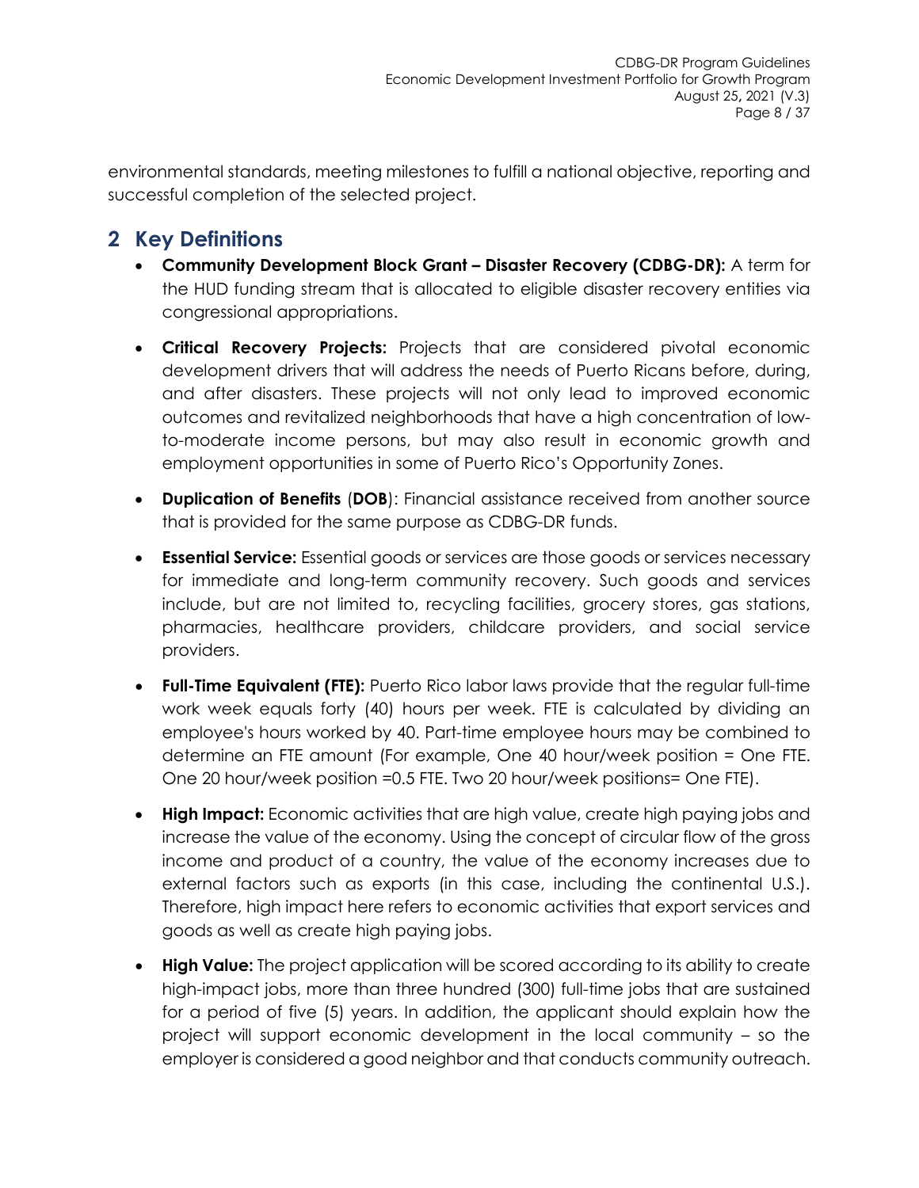environmental standards, meeting milestones to fulfill a national objective, reporting and successful completion of the selected project.

## 2 Key Definitions

- **Community Development Block Grant – Disaster Recovery (CDBG-DR):** A term for the HUD funding stream that is allocated to eligible disaster recovery entities via congressional appropriations.
- **Critical Recovery Projects:** Projects that are considered pivotal economic development drivers that will address the needs of Puerto Ricans before, during, and after disasters. These projects will not only lead to improved economic outcomes and revitalized neighborhoods that have a high concentration of low-to-moderate income persons, but may also result in economic growth and employment opportunities in some of Puerto Rico's Opportunity Zones.
- **Duplication of Benefits** (**DOB**): Financial assistance received from another source that is provided for the same purpose as CDBG-DR funds.
- **Essential Service:** Essential goods or services are those goods or services necessary for immediate and long-term community recovery. Such goods and services include, but are not limited to, recycling facilities, grocery stores, gas stations, pharmacies, healthcare providers, childcare providers, and social service providers.
- **Full-Time Equivalent (FTE):** Puerto Rico labor laws provide that the regular full-time work week equals forty (40) hours per week. FTE is calculated by dividing an employee's hours worked by 40. Part-time employee hours may be combined to determine an FTE amount (For example, One 40 hour/week position = One FTE. One 20 hour/week position =0.5 FTE. Two 20 hour/week positions= One FTE).
- **High Impact:** Economic activities that are high value, create high paying jobs and increase the value of the economy. Using the concept of circular flow of the gross income and product of a country, the value of the economy increases due to external factors such as exports (in this case, including the continental U.S.). Therefore, high impact here refers to economic activities that export services and goods as well as create high paying jobs.
- **High Value:** The project application will be scored according to its ability to create high-impact jobs, more than three hundred (300) full-time jobs that are sustained for a period of five (5) years. In addition, the applicant should explain how the project will support economic development in the local community – so the employer is considered a good neighbor and that conducts community outreach.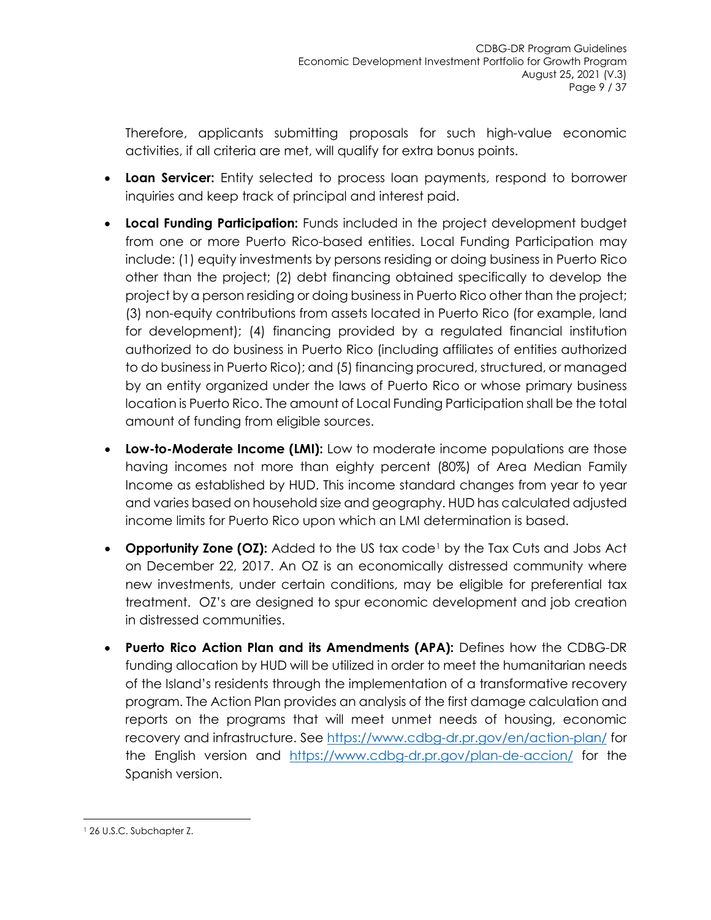Therefore, applicants submitting proposals for such high-value economic activities, if all criteria are met, will qualify for extra bonus points.

- **Loan Servicer:** Entity selected to process loan payments, respond to borrower inquiries and keep track of principal and interest paid.
- **Local Funding Participation:** Funds included in the project development budget from one or more Puerto Rico-based entities. Local Funding Participation may include: (1) equity investments by persons residing or doing business in Puerto Rico other than the project; (2) debt financing obtained specifically to develop the project by a person residing or doing business in Puerto Rico other than the project; (3) non-equity contributions from assets located in Puerto Rico (for example, land for development); (4) financing provided by a regulated financial institution authorized to do business in Puerto Rico (including affiliates of entities authorized to do business in Puerto Rico); and (5) financing procured, structured, or managed by an entity organized under the laws of Puerto Rico or whose primary business location is Puerto Rico. The amount of Local Funding Participation shall be the total amount of funding from eligible sources.
- **Low-to-Moderate Income (LMI):** Low to moderate income populations are those having incomes not more than eighty percent (80%) of Area Median Family Income as established by HUD. This income standard changes from year to year and varies based on household size and geography. HUD has calculated adjusted income limits for Puerto Rico upon which an LMI determination is based.
- **Opportunity Zone (OZ):** Added to the US tax code[1] by the Tax Cuts and Jobs Act on December 22, 2017. An OZ is an economically distressed community where new investments, under certain conditions, may be eligible for preferential tax treatment. OZ's are designed to spur economic development and job creation in distressed communities.
- **Puerto Rico Action Plan and its Amendments (APA):** Defines how the CDBG-DR funding allocation by HUD will be utilized in order to meet the humanitarian needs of the Island's residents through the implementation of a transformative recovery program. The Action Plan provides an analysis of the first damage calculation and reports on the programs that will meet unmet needs of housing, economic recovery and infrastructure. See https://www.cdbg-dr.pr.gov/en/action-plan/ for the English version and https://www.cdbg-dr.pr.gov/plan-de-accion/ for the Spanish version.

[1] 26 U.S.C. Subchapter Z.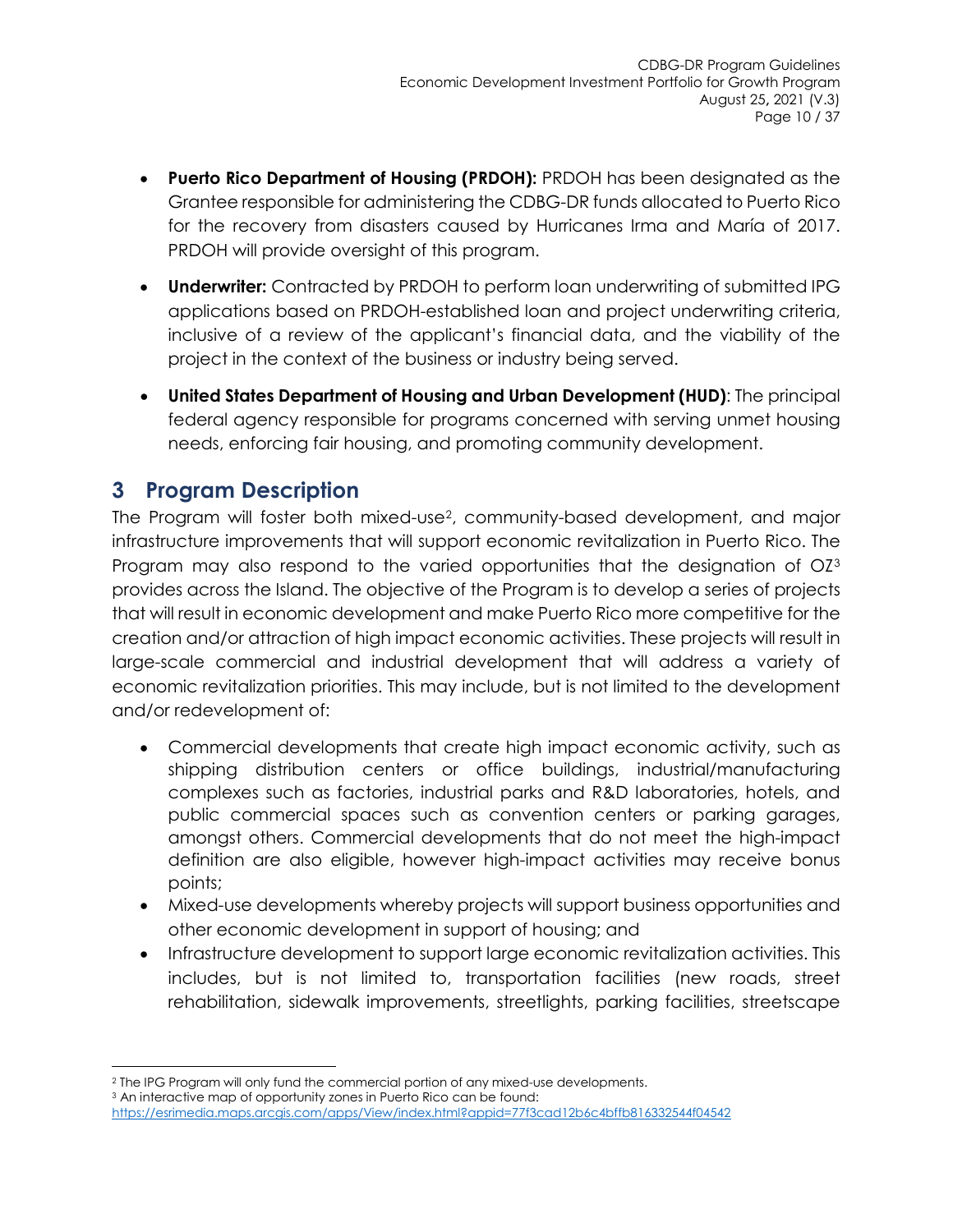- **Puerto Rico Department of Housing (PRDOH):** PRDOH has been designated as the Grantee responsible for administering the CDBG-DR funds allocated to Puerto Rico for the recovery from disasters caused by Hurricanes Irma and María of 2017. PRDOH will provide oversight of this program.
- **Underwriter:** Contracted by PRDOH to perform loan underwriting of submitted IPG applications based on PRDOH-established loan and project underwriting criteria, inclusive of a review of the applicant's financial data, and the viability of the project in the context of the business or industry being served.
- **United States Department of Housing and Urban Development (HUD)**: The principal federal agency responsible for programs concerned with serving unmet housing needs, enforcing fair housing, and promoting community development.

# 3 Program Description

The Program will foster both mixed-use[2], community-based development, and major infrastructure improvements that will support economic revitalization in Puerto Rico. The Program may also respond to the varied opportunities that the designation of OZ[3] provides across the Island. The objective of the Program is to develop a series of projects that will result in economic development and make Puerto Rico more competitive for the creation and/or attraction of high impact economic activities. These projects will result in large-scale commercial and industrial development that will address a variety of economic revitalization priorities. This may include, but is not limited to the development and/or redevelopment of:

- Commercial developments that create high impact economic activity, such as shipping distribution centers or office buildings, industrial/manufacturing complexes such as factories, industrial parks and R&D laboratories, hotels, and public commercial spaces such as convention centers or parking garages, amongst others. Commercial developments that do not meet the high-impact definition are also eligible, however high-impact activities may receive bonus points;
- Mixed-use developments whereby projects will support business opportunities and other economic development in support of housing; and
- Infrastructure development to support large economic revitalization activities. This includes, but is not limited to, transportation facilities (new roads, street rehabilitation, sidewalk improvements, streetlights, parking facilities, streetscape

[2] The IPG Program will only fund the commercial portion of any mixed-use developments.

[3] An interactive map of opportunity zones in Puerto Rico can be found: https://esrimedia.maps.arcgis.com/apps/View/index.html?appid=77f3cad12b6c4bffb816332544f04542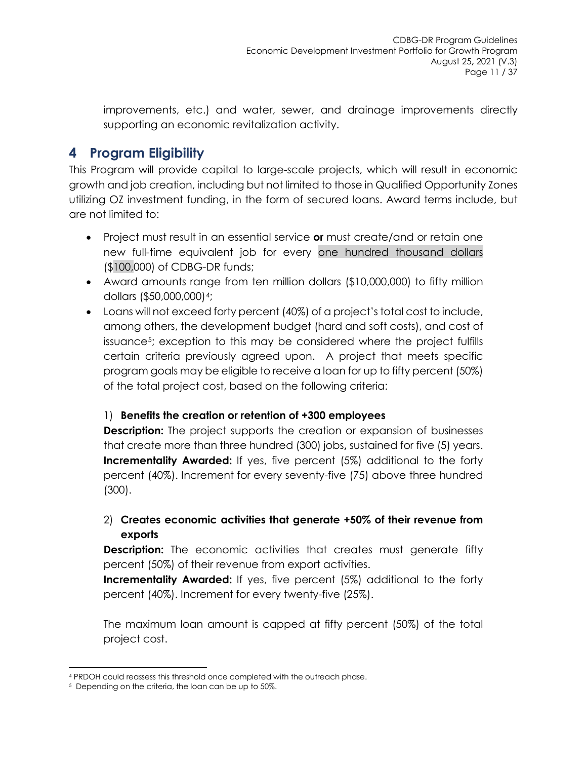improvements, etc.) and water, sewer, and drainage improvements directly supporting an economic revitalization activity.

# 4 Program Eligibility

This Program will provide capital to large-scale projects, which will result in economic growth and job creation, including but not limited to those in Qualified Opportunity Zones utilizing OZ investment funding, in the form of secured loans. Award terms include, but are not limited to:

- Project must result in an essential service **or** must create/and or retain one new full-time equivalent job for every one hundred thousand dollars ($100,000) of CDBG-DR funds;
- Award amounts range from ten million dollars ($10,000,000) to fifty million dollars ($50,000,000)[4];
- Loans will not exceed forty percent (40%) of a project's total cost to include, among others, the development budget (hard and soft costs), and cost of issuance[5]; exception to this may be considered where the project fulfills certain criteria previously agreed upon. A project that meets specific program goals may be eligible to receive a loan for up to fifty percent (50%) of the total project cost, based on the following criteria:

  1) **Benefits the creation or retention of +300 employees**
  **Description:** The project supports the creation or expansion of businesses that create more than three hundred (300) jobs**,** sustained for five (5) years.
  **Incrementality Awarded:** If yes, five percent (5%) additional to the forty percent (40%). Increment for every seventy-five (75) above three hundred (300).

  2) **Creates economic activities that generate +50% of their revenue from exports**
  **Description:** The economic activities that creates must generate fifty percent (50%) of their revenue from export activities.
  **Incrementality Awarded:** If yes, five percent (5%) additional to the forty percent (40%). Increment for every twenty-five (25%).

  The maximum loan amount is capped at fifty percent (50%) of the total project cost.

---

[4] PRDOH could reassess this threshold once completed with the outreach phase.

[5] Depending on the criteria, the loan can be up to 50%.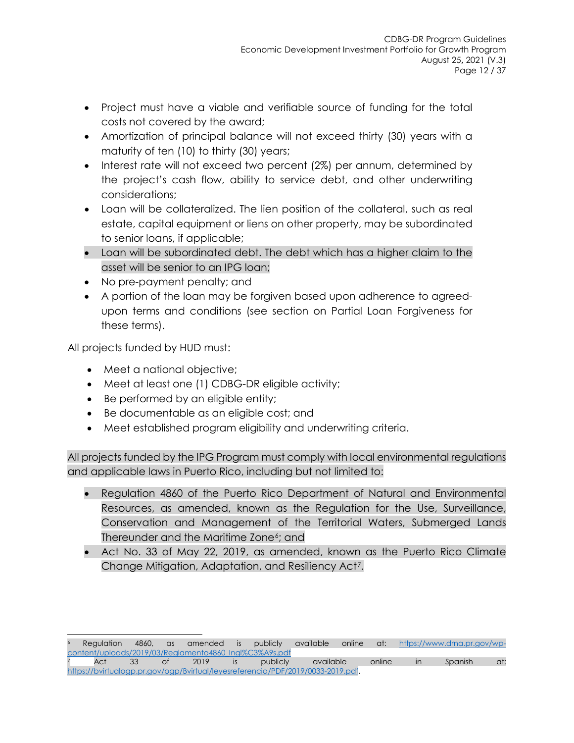- Project must have a viable and verifiable source of funding for the total costs not covered by the award;
- Amortization of principal balance will not exceed thirty (30) years with a maturity of ten (10) to thirty (30) years;
- Interest rate will not exceed two percent (2%) per annum, determined by the project's cash flow, ability to service debt, and other underwriting considerations;
- Loan will be collateralized. The lien position of the collateral, such as real estate, capital equipment or liens on other property, may be subordinated to senior loans, if applicable;
- Loan will be subordinated debt. The debt which has a higher claim to the asset will be senior to an IPG loan;
- No pre-payment penalty; and
- A portion of the loan may be forgiven based upon adherence to agreed-upon terms and conditions (see section on Partial Loan Forgiveness for these terms).

All projects funded by HUD must:

- Meet a national objective;
- Meet at least one (1) CDBG-DR eligible activity;
- Be performed by an eligible entity;
- Be documentable as an eligible cost; and
- Meet established program eligibility and underwriting criteria.

All projects funded by the IPG Program must comply with local environmental regulations and applicable laws in Puerto Rico, including but not limited to:

- Regulation 4860 of the Puerto Rico Department of Natural and Environmental Resources, as amended, known as the Regulation for the Use, Surveillance, Conservation and Management of the Territorial Waters, Submerged Lands Thereunder and the Maritime Zone[6]; and
- Act No. 33 of May 22, 2019, as amended, known as the Puerto Rico Climate Change Mitigation, Adaptation, and Resiliency Act[7].

---

[6] Regulation 4860, as amended is publicly available online at: https://www.drna.pr.gov/wp-content/uploads/2019/03/Reglamento4860_Ingl%C3%A9s.pdf

[7] Act 33 of 2019 is publicly available online in Spanish at: https://bvirtualogp.pr.gov/ogp/Bvirtual/leyesreferencia/PDF/2019/0033-2019.pdf.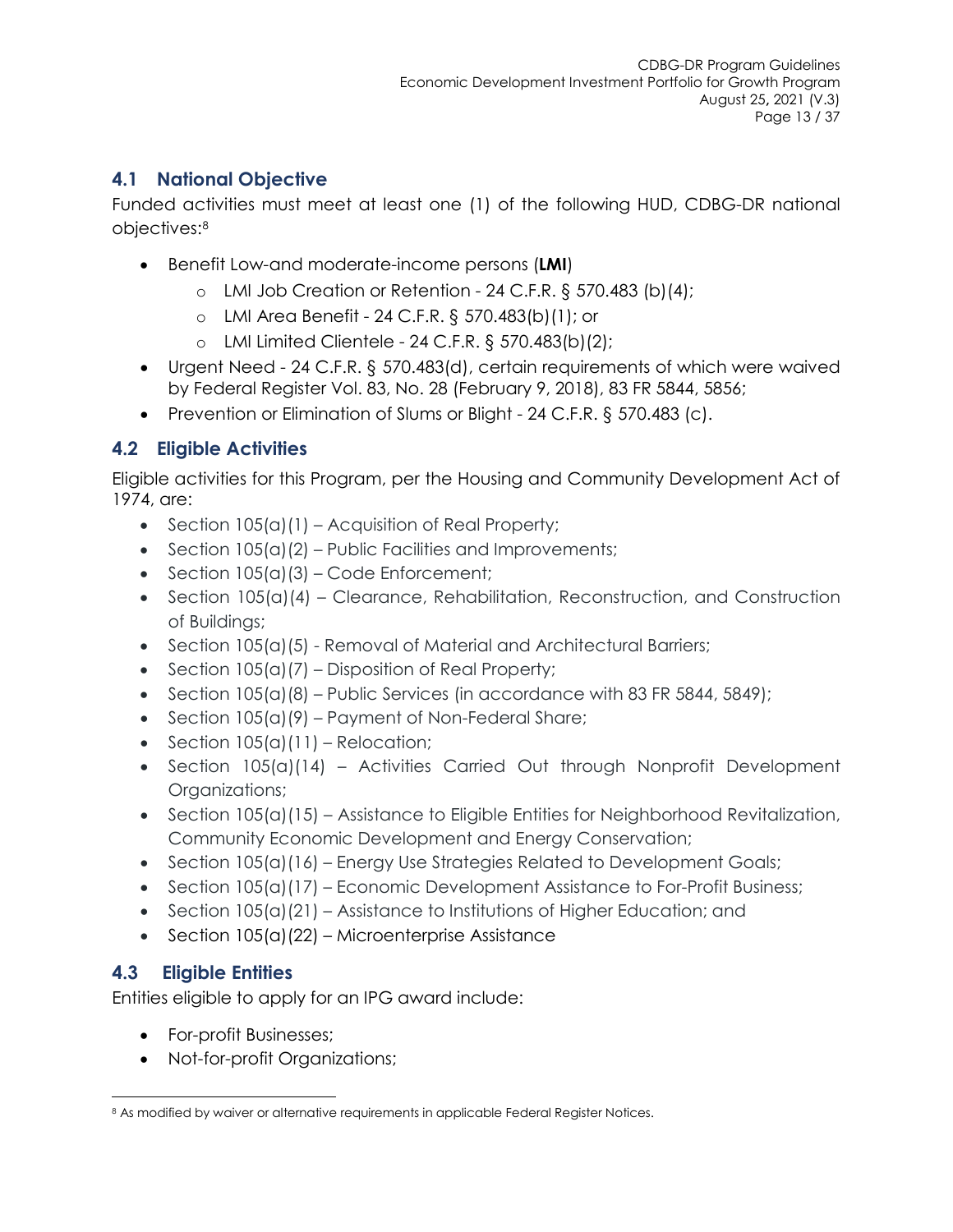## 4.1 National Objective

Funded activities must meet at least one (1) of the following HUD, CDBG-DR national objectives:[8]

- Benefit Low-and moderate-income persons (**LMI**)
  - LMI Job Creation or Retention - 24 C.F.R. § 570.483 (b)(4);
  - LMI Area Benefit - 24 C.F.R. § 570.483(b)(1); or
  - LMI Limited Clientele - 24 C.F.R. § 570.483(b)(2);
- Urgent Need - 24 C.F.R. § 570.483(d), certain requirements of which were waived by Federal Register Vol. 83, No. 28 (February 9, 2018), 83 FR 5844, 5856;
- Prevention or Elimination of Slums or Blight - 24 C.F.R. § 570.483 (c).

## 4.2 Eligible Activities

Eligible activities for this Program, per the Housing and Community Development Act of 1974, are:

- Section 105(a)(1) – Acquisition of Real Property;
- Section 105(a)(2) – Public Facilities and Improvements;
- Section 105(a)(3) – Code Enforcement;
- Section 105(a)(4) – Clearance, Rehabilitation, Reconstruction, and Construction of Buildings;
- Section 105(a)(5) - Removal of Material and Architectural Barriers;
- Section 105(a)(7) – Disposition of Real Property;
- Section 105(a)(8) – Public Services (in accordance with 83 FR 5844, 5849);
- Section 105(a)(9) – Payment of Non-Federal Share;
- Section 105(a)(11) – Relocation;
- Section 105(a)(14) – Activities Carried Out through Nonprofit Development Organizations;
- Section 105(a)(15) – Assistance to Eligible Entities for Neighborhood Revitalization, Community Economic Development and Energy Conservation;
- Section 105(a)(16) – Energy Use Strategies Related to Development Goals;
- Section 105(a)(17) – Economic Development Assistance to For-Profit Business;
- Section 105(a)(21) – Assistance to Institutions of Higher Education; and
- Section 105(a)(22) – Microenterprise Assistance

## 4.3 Eligible Entities

Entities eligible to apply for an IPG award include:

- For-profit Businesses;
- Not-for-profit Organizations;

[8] As modified by waiver or alternative requirements in applicable Federal Register Notices.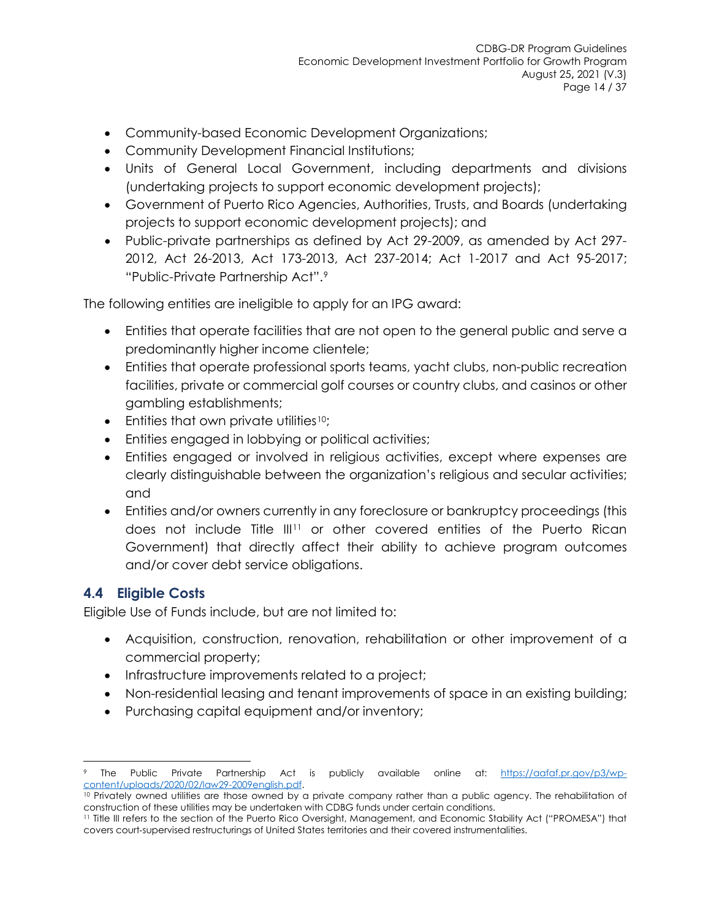- Community-based Economic Development Organizations;
- Community Development Financial Institutions;
- Units of General Local Government, including departments and divisions (undertaking projects to support economic development projects);
- Government of Puerto Rico Agencies, Authorities, Trusts, and Boards (undertaking projects to support economic development projects); and
- Public-private partnerships as defined by Act 29-2009, as amended by Act 297-2012, Act 26-2013, Act 173-2013, Act 237-2014; Act 1-2017 and Act 95-2017; "Public-Private Partnership Act".[9]

The following entities are ineligible to apply for an IPG award:

- Entities that operate facilities that are not open to the general public and serve a predominantly higher income clientele;
- Entities that operate professional sports teams, yacht clubs, non-public recreation facilities, private or commercial golf courses or country clubs, and casinos or other gambling establishments;
- Entities that own private utilities[10];
- Entities engaged in lobbying or political activities;
- Entities engaged or involved in religious activities, except where expenses are clearly distinguishable between the organization's religious and secular activities; and
- Entities and/or owners currently in any foreclosure or bankruptcy proceedings (this does not include Title III[11] or other covered entities of the Puerto Rican Government) that directly affect their ability to achieve program outcomes and/or cover debt service obligations.

## 4.4 Eligible Costs

Eligible Use of Funds include, but are not limited to:

- Acquisition, construction, renovation, rehabilitation or other improvement of a commercial property;
- Infrastructure improvements related to a project;
- Non-residential leasing and tenant improvements of space in an existing building;
- Purchasing capital equipment and/or inventory;

---

[9] The Public Private Partnership Act is publicly available online at: https://aafaf.pr.gov/p3/wp-content/uploads/2020/02/law29-2009english.pdf.

[10] Privately owned utilities are those owned by a private company rather than a public agency. The rehabilitation of construction of these utilities may be undertaken with CDBG funds under certain conditions.

[11] Title III refers to the section of the Puerto Rico Oversight, Management, and Economic Stability Act ("PROMESA") that covers court-supervised restructurings of United States territories and their covered instrumentalities.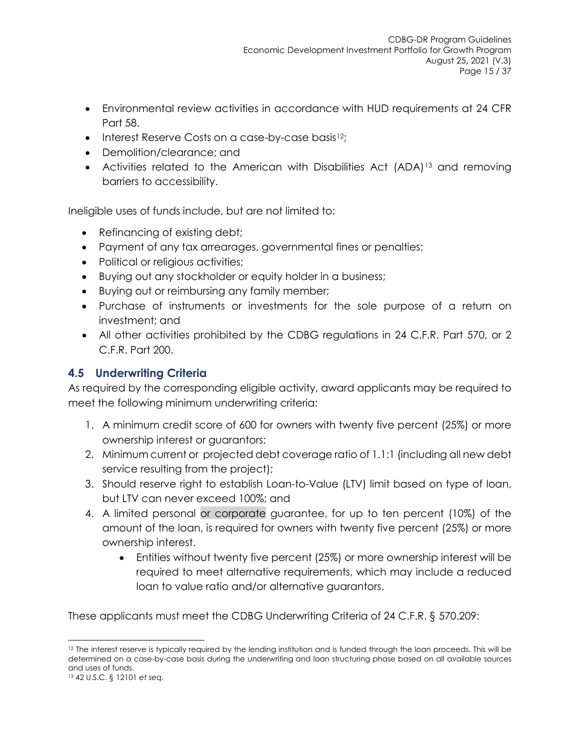- Environmental review activities in accordance with HUD requirements at 24 CFR Part 58.
- Interest Reserve Costs on a case-by-case basis[12];
- Demolition/clearance; and
- Activities related to the American with Disabilities Act (ADA)[13] and removing barriers to accessibility.

Ineligible uses of funds include, but are not limited to:

- Refinancing of existing debt;
- Payment of any tax arrearages, governmental fines or penalties;
- Political or religious activities;
- Buying out any stockholder or equity holder in a business;
- Buying out or reimbursing any family member;
- Purchase of instruments or investments for the sole purpose of a return on investment; and
- All other activities prohibited by the CDBG regulations in 24 C.F.R. Part 570, or 2 C.F.R. Part 200.

## 4.5 Underwriting Criteria

As required by the corresponding eligible activity, award applicants may be required to meet the following minimum underwriting criteria:

1. A minimum credit score of 600 for owners with twenty five percent (25%) or more ownership interest or guarantors;
2. Minimum current or projected debt coverage ratio of 1.1:1 (including all new debt service resulting from the project);
3. Should reserve right to establish Loan-to-Value (LTV) limit based on type of loan, but LTV can never exceed 100%; and
4. A limited personal or corporate guarantee, for up to ten percent (10%) of the amount of the loan, is required for owners with twenty five percent (25%) or more ownership interest.
    - Entities without twenty five percent (25%) or more ownership interest will be required to meet alternative requirements, which may include a reduced loan to value ratio and/or alternative guarantors.

These applicants must meet the CDBG Underwriting Criteria of 24 C.F.R. § 570.209:

---

[12] The interest reserve is typically required by the lending institution and is funded through the loan proceeds. This will be determined on a case-by-case basis during the underwriting and loan structuring phase based on all available sources and uses of funds.

[13] 42 U.S.C. § 12101 *et seq.*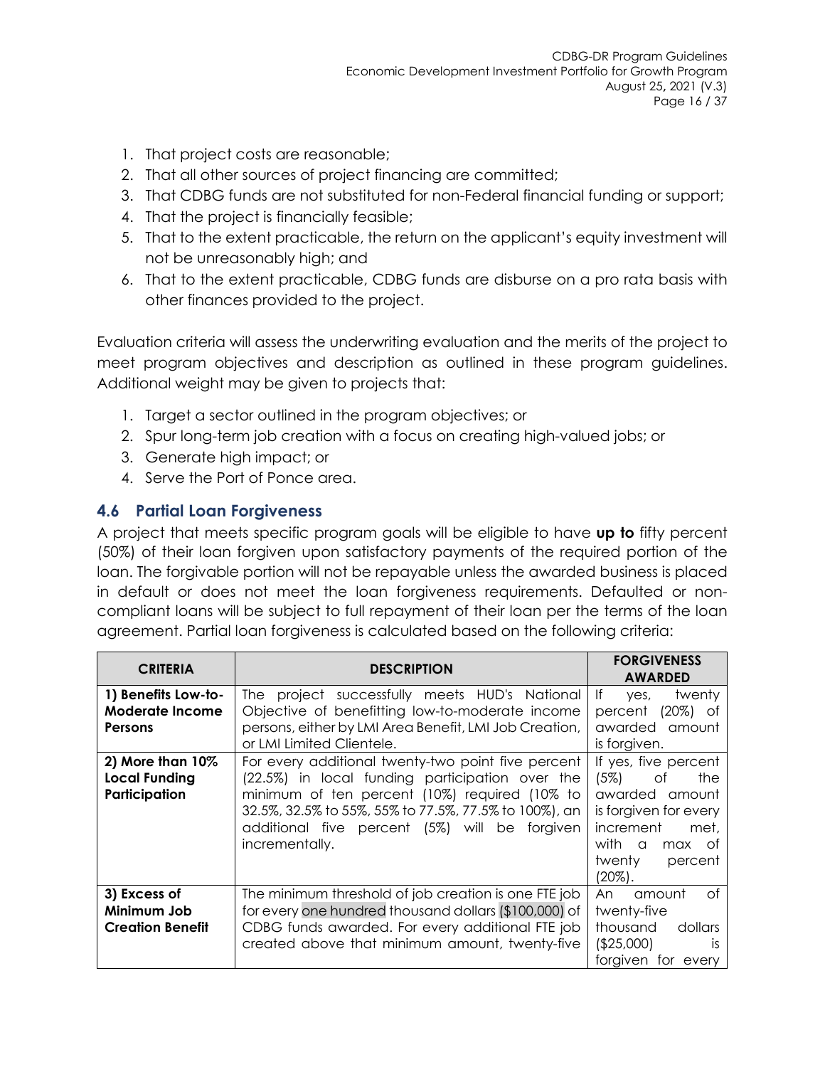1. That project costs are reasonable;
2. That all other sources of project financing are committed;
3. That CDBG funds are not substituted for non-Federal financial funding or support;
4. That the project is financially feasible;
5. That to the extent practicable, the return on the applicant's equity investment will not be unreasonably high; and
6. That to the extent practicable, CDBG funds are disburse on a pro rata basis with other finances provided to the project.

Evaluation criteria will assess the underwriting evaluation and the merits of the project to meet program objectives and description as outlined in these program guidelines. Additional weight may be given to projects that:

1. Target a sector outlined in the program objectives; or
2. Spur long-term job creation with a focus on creating high-valued jobs; or
3. Generate high impact; or
4. Serve the Port of Ponce area.

### 4.6 Partial Loan Forgiveness

A project that meets specific program goals will be eligible to have **up to** fifty percent (50%) of their loan forgiven upon satisfactory payments of the required portion of the loan. The forgivable portion will not be repayable unless the awarded business is placed in default or does not meet the loan forgiveness requirements. Defaulted or non-compliant loans will be subject to full repayment of their loan per the terms of the loan agreement. Partial loan forgiveness is calculated based on the following criteria:

| CRITERIA | DESCRIPTION | FORGIVENESS AWARDED |
|---|---|---|
| **1) Benefits Low-to-Moderate Income Persons** | The project successfully meets HUD's National Objective of benefitting low-to-moderate income persons, either by LMI Area Benefit, LMI Job Creation, or LMI Limited Clientele. | If yes, twenty percent (20%) of awarded amount is forgiven. |
| **2) More than 10% Local Funding Participation** | For every additional twenty-two point five percent (22.5%) in local funding participation over the minimum of ten percent (10%) required (10% to 32.5%, 32.5% to 55%, 55% to 77.5%, 77.5% to 100%), an additional five percent (5%) will be forgiven incrementally. | If yes, five percent (5%) of the awarded amount is forgiven for every increment met, with a max of twenty percent (20%). |
| **3) Excess of Minimum Job Creation Benefit** | The minimum threshold of job creation is one FTE job for every one hundred thousand dollars ($100,000) of CDBG funds awarded. For every additional FTE job created above that minimum amount, twenty-five | An amount of twenty-five thousand dollars ($25,000) is forgiven for every |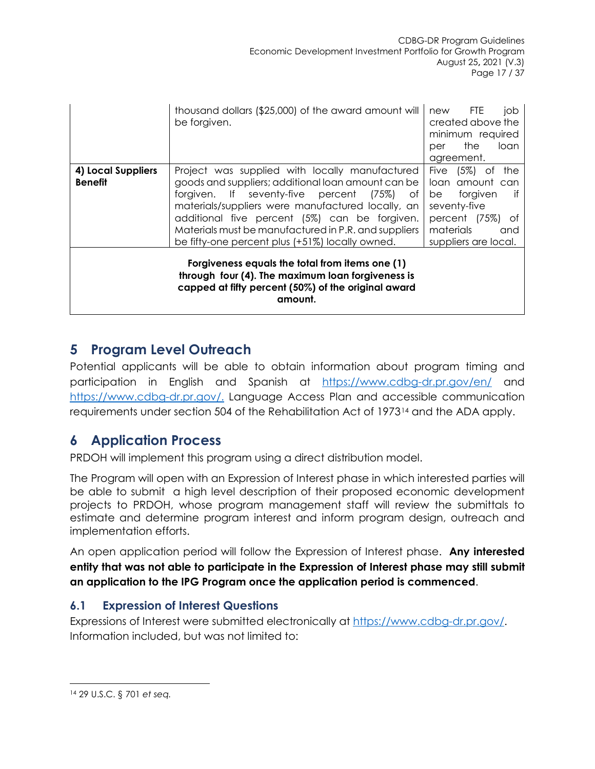| | | |
|---|---|---|
| | thousand dollars ($25,000) of the award amount will be forgiven. | new FTE job created above the minimum required per the loan agreement. |
| **4) Local Suppliers Benefit** | Project was supplied with locally manufactured goods and suppliers; additional loan amount can be forgiven. If seventy-five percent (75%) of materials/suppliers were manufactured locally, an additional five percent (5%) can be forgiven. Materials must be manufactured in P.R. and suppliers be fifty-one percent plus (+51%) locally owned. | Five (5%) of the loan amount can be forgiven if seventy-five percent (75%) of materials and suppliers are local. |
| **Forgiveness equals the total from items one (1) through four (4). The maximum loan forgiveness is capped at fifty percent (50%) of the original award amount.** | | |

# 5 Program Level Outreach

Potential applicants will be able to obtain information about program timing and participation in English and Spanish at https://www.cdbg-dr.pr.gov/en/ and https://www.cdbg-dr.pr.gov/. Language Access Plan and accessible communication requirements under section 504 of the Rehabilitation Act of 1973[14] and the ADA apply.

# 6 Application Process

PRDOH will implement this program using a direct distribution model.

The Program will open with an Expression of Interest phase in which interested parties will be able to submit a high level description of their proposed economic development projects to PRDOH, whose program management staff will review the submittals to estimate and determine program interest and inform program design, outreach and implementation efforts.

An open application period will follow the Expression of Interest phase. **Any interested entity that was not able to participate in the Expression of Interest phase may still submit an application to the IPG Program once the application period is commenced**.

## 6.1 Expression of Interest Questions

Expressions of Interest were submitted electronically at https://www.cdbg-dr.pr.gov/. Information included, but was not limited to:

---

[14] 29 U.S.C. § 701 *et seq.*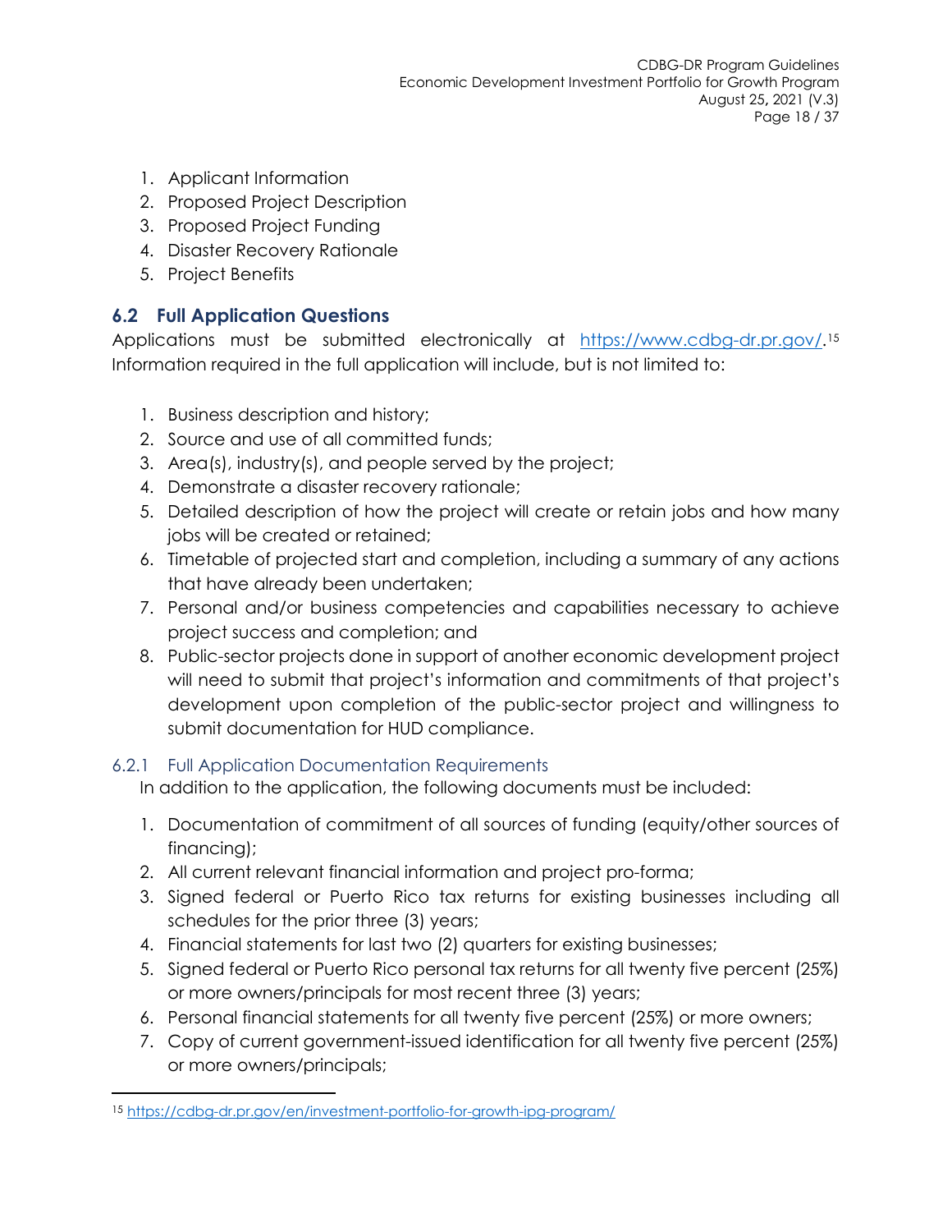1. Applicant Information
2. Proposed Project Description
3. Proposed Project Funding
4. Disaster Recovery Rationale
5. Project Benefits

## 6.2 Full Application Questions

Applications must be submitted electronically at [https://www.cdbg-dr.pr.gov/](https://www.cdbg-dr.pr.gov/).[15] Information required in the full application will include, but is not limited to:

1. Business description and history;
2. Source and use of all committed funds;
3. Area(s), industry(s), and people served by the project;
4. Demonstrate a disaster recovery rationale;
5. Detailed description of how the project will create or retain jobs and how many jobs will be created or retained;
6. Timetable of projected start and completion, including a summary of any actions that have already been undertaken;
7. Personal and/or business competencies and capabilities necessary to achieve project success and completion; and
8. Public-sector projects done in support of another economic development project will need to submit that project's information and commitments of that project's development upon completion of the public-sector project and willingness to submit documentation for HUD compliance.

### 6.2.1 Full Application Documentation Requirements

In addition to the application, the following documents must be included:

1. Documentation of commitment of all sources of funding (equity/other sources of financing);
2. All current relevant financial information and project pro-forma;
3. Signed federal or Puerto Rico tax returns for existing businesses including all schedules for the prior three (3) years;
4. Financial statements for last two (2) quarters for existing businesses;
5. Signed federal or Puerto Rico personal tax returns for all twenty five percent (25%) or more owners/principals for most recent three (3) years;
6. Personal financial statements for all twenty five percent (25%) or more owners;
7. Copy of current government-issued identification for all twenty five percent (25%) or more owners/principals;

[15] [https://cdbg-dr.pr.gov/en/investment-portfolio-for-growth-ipg-program/](https://cdbg-dr.pr.gov/en/investment-portfolio-for-growth-ipg-program/)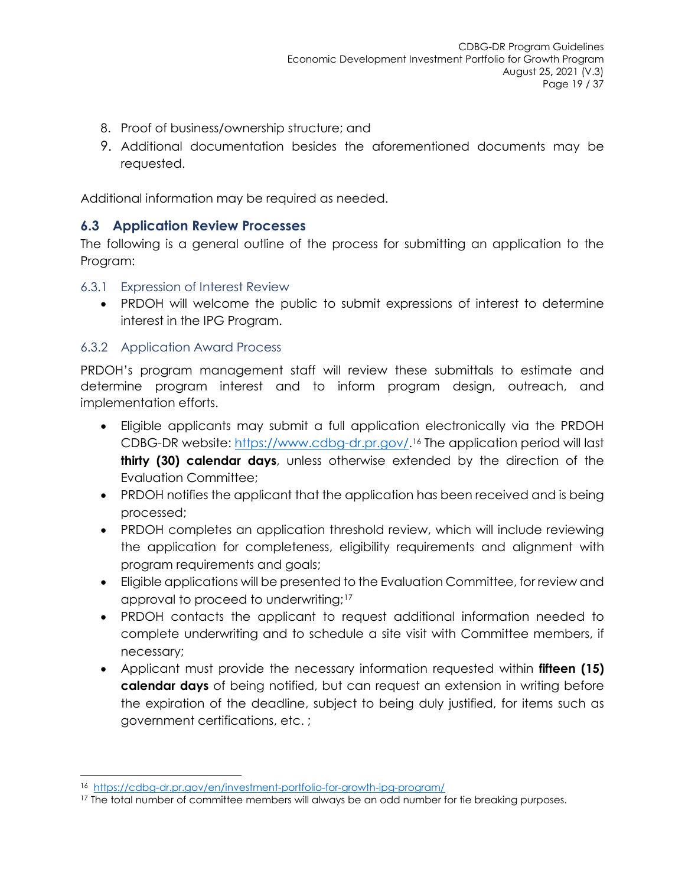8. Proof of business/ownership structure; and
9. Additional documentation besides the aforementioned documents may be requested.

Additional information may be required as needed.

## 6.3 Application Review Processes

The following is a general outline of the process for submitting an application to the Program:

### 6.3.1 Expression of Interest Review

- PRDOH will welcome the public to submit expressions of interest to determine interest in the IPG Program.

### 6.3.2 Application Award Process

PRDOH's program management staff will review these submittals to estimate and determine program interest and to inform program design, outreach, and implementation efforts.

- Eligible applicants may submit a full application electronically via the PRDOH CDBG-DR website: https://www.cdbg-dr.pr.gov/.[16] The application period will last **thirty (30) calendar days**, unless otherwise extended by the direction of the Evaluation Committee;
- PRDOH notifies the applicant that the application has been received and is being processed;
- PRDOH completes an application threshold review, which will include reviewing the application for completeness, eligibility requirements and alignment with program requirements and goals;
- Eligible applications will be presented to the Evaluation Committee, for review and approval to proceed to underwriting;[17]
- PRDOH contacts the applicant to request additional information needed to complete underwriting and to schedule a site visit with Committee members, if necessary;
- Applicant must provide the necessary information requested within **fifteen (15) calendar days** of being notified, but can request an extension in writing before the expiration of the deadline, subject to being duly justified, for items such as government certifications, etc. ;

---

[16] https://cdbg-dr.pr.gov/en/investment-portfolio-for-growth-ipg-program/

[17] The total number of committee members will always be an odd number for tie breaking purposes.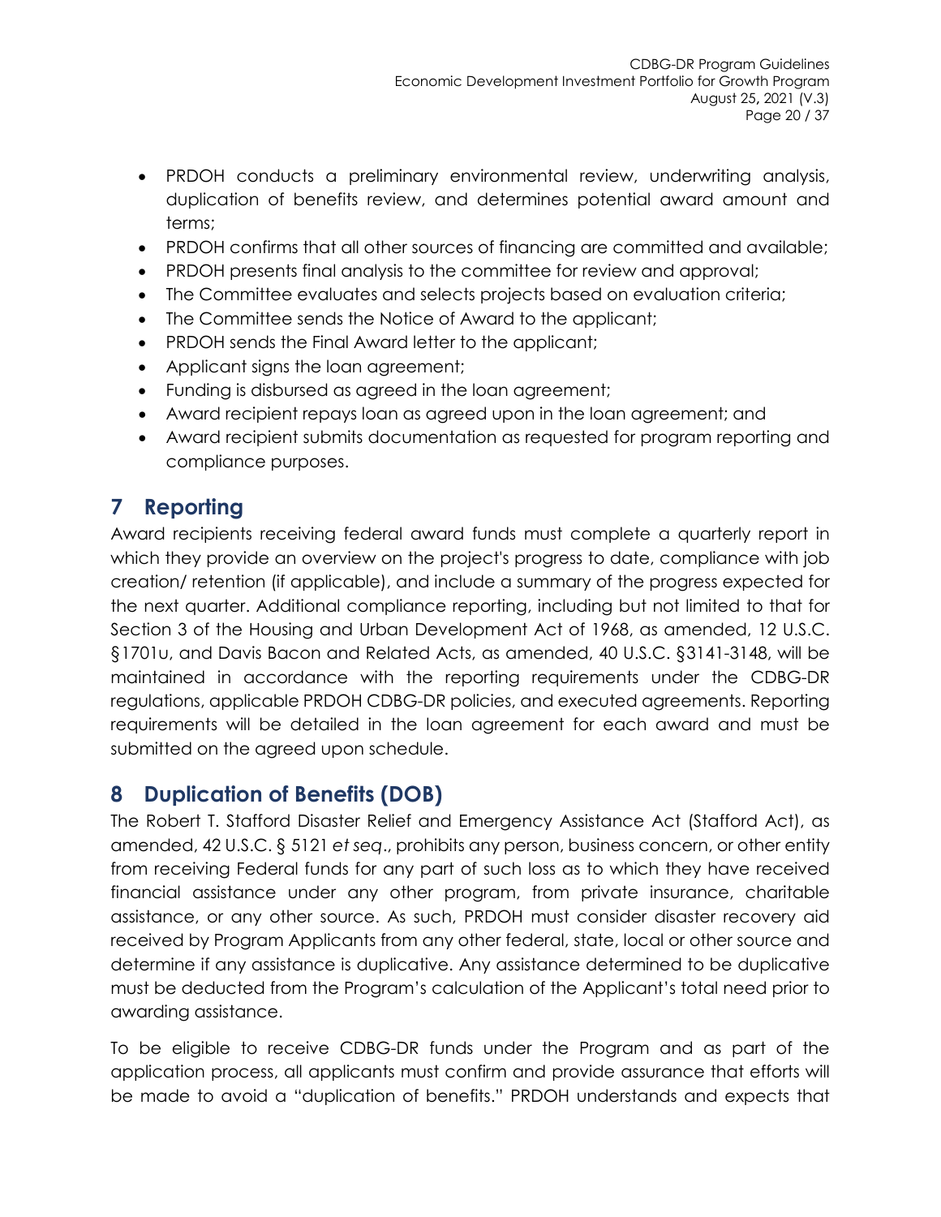- PRDOH conducts a preliminary environmental review, underwriting analysis, duplication of benefits review, and determines potential award amount and terms;
- PRDOH confirms that all other sources of financing are committed and available;
- PRDOH presents final analysis to the committee for review and approval;
- The Committee evaluates and selects projects based on evaluation criteria;
- The Committee sends the Notice of Award to the applicant;
- PRDOH sends the Final Award letter to the applicant;
- Applicant signs the loan agreement;
- Funding is disbursed as agreed in the loan agreement;
- Award recipient repays loan as agreed upon in the loan agreement; and
- Award recipient submits documentation as requested for program reporting and compliance purposes.

# 7 Reporting

Award recipients receiving federal award funds must complete a quarterly report in which they provide an overview on the project's progress to date, compliance with job creation/ retention (if applicable), and include a summary of the progress expected for the next quarter. Additional compliance reporting, including but not limited to that for Section 3 of the Housing and Urban Development Act of 1968, as amended, 12 U.S.C. §1701u, and Davis Bacon and Related Acts, as amended, 40 U.S.C. §3141-3148, will be maintained in accordance with the reporting requirements under the CDBG-DR regulations, applicable PRDOH CDBG-DR policies, and executed agreements. Reporting requirements will be detailed in the loan agreement for each award and must be submitted on the agreed upon schedule.

# 8 Duplication of Benefits (DOB)

The Robert T. Stafford Disaster Relief and Emergency Assistance Act (Stafford Act), as amended, 42 U.S.C. § 5121 *et seq*., prohibits any person, business concern, or other entity from receiving Federal funds for any part of such loss as to which they have received financial assistance under any other program, from private insurance, charitable assistance, or any other source. As such, PRDOH must consider disaster recovery aid received by Program Applicants from any other federal, state, local or other source and determine if any assistance is duplicative. Any assistance determined to be duplicative must be deducted from the Program's calculation of the Applicant's total need prior to awarding assistance.

To be eligible to receive CDBG-DR funds under the Program and as part of the application process, all applicants must confirm and provide assurance that efforts will be made to avoid a "duplication of benefits." PRDOH understands and expects that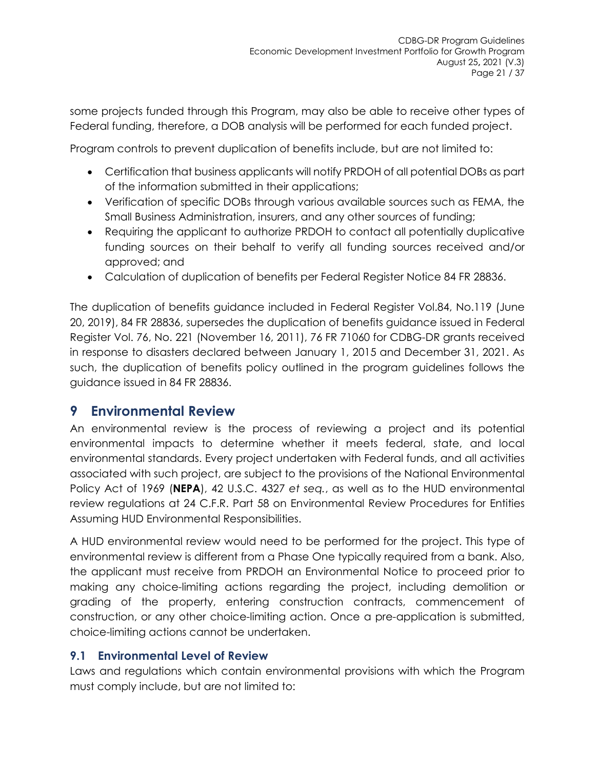some projects funded through this Program, may also be able to receive other types of Federal funding, therefore, a DOB analysis will be performed for each funded project.

Program controls to prevent duplication of benefits include, but are not limited to:

- Certification that business applicants will notify PRDOH of all potential DOBs as part of the information submitted in their applications;
- Verification of specific DOBs through various available sources such as FEMA, the Small Business Administration, insurers, and any other sources of funding;
- Requiring the applicant to authorize PRDOH to contact all potentially duplicative funding sources on their behalf to verify all funding sources received and/or approved; and
- Calculation of duplication of benefits per Federal Register Notice 84 FR 28836.

The duplication of benefits guidance included in Federal Register Vol.84, No.119 (June 20, 2019), 84 FR 28836, supersedes the duplication of benefits guidance issued in Federal Register Vol. 76, No. 221 (November 16, 2011), 76 FR 71060 for CDBG-DR grants received in response to disasters declared between January 1, 2015 and December 31, 2021. As such, the duplication of benefits policy outlined in the program guidelines follows the guidance issued in 84 FR 28836.

# 9 Environmental Review

An environmental review is the process of reviewing a project and its potential environmental impacts to determine whether it meets federal, state, and local environmental standards. Every project undertaken with Federal funds, and all activities associated with such project, are subject to the provisions of the National Environmental Policy Act of 1969 (**NEPA**), 42 U.S.C. 4327 *et seq.*, as well as to the HUD environmental review regulations at 24 C.F.R. Part 58 on Environmental Review Procedures for Entities Assuming HUD Environmental Responsibilities.

A HUD environmental review would need to be performed for the project. This type of environmental review is different from a Phase One typically required from a bank. Also, the applicant must receive from PRDOH an Environmental Notice to proceed prior to making any choice-limiting actions regarding the project, including demolition or grading of the property, entering construction contracts, commencement of construction, or any other choice-limiting action. Once a pre-application is submitted, choice-limiting actions cannot be undertaken.

## 9.1 Environmental Level of Review

Laws and regulations which contain environmental provisions with which the Program must comply include, but are not limited to: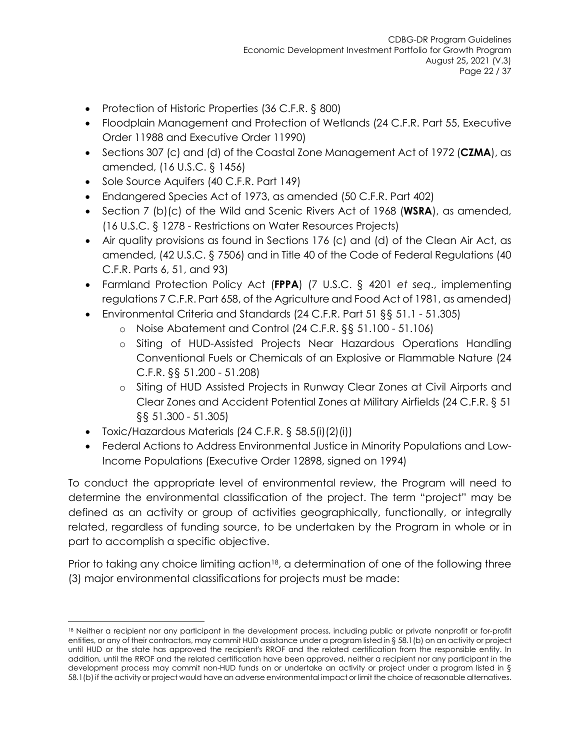- Protection of Historic Properties (36 C.F.R. § 800)
- Floodplain Management and Protection of Wetlands (24 C.F.R. Part 55, Executive Order 11988 and Executive Order 11990)
- Sections 307 (c) and (d) of the Coastal Zone Management Act of 1972 (**CZMA**), as amended, (16 U.S.C. § 1456)
- Sole Source Aquifers (40 C.F.R. Part 149)
- Endangered Species Act of 1973, as amended (50 C.F.R. Part 402)
- Section 7 (b)(c) of the Wild and Scenic Rivers Act of 1968 (**WSRA**), as amended, (16 U.S.C. § 1278 - Restrictions on Water Resources Projects)
- Air quality provisions as found in Sections 176 (c) and (d) of the Clean Air Act, as amended, (42 U.S.C. § 7506) and in Title 40 of the Code of Federal Regulations (40 C.F.R. Parts 6, 51, and 93)
- Farmland Protection Policy Act (**FPPA**) (7 U.S.C. § 4201 *et seq*., implementing regulations 7 C.F.R. Part 658, of the Agriculture and Food Act of 1981, as amended)
- Environmental Criteria and Standards (24 C.F.R. Part 51 §§ 51.1 - 51.305)
    - Noise Abatement and Control (24 C.F.R. §§ 51.100 - 51.106)
    - Siting of HUD-Assisted Projects Near Hazardous Operations Handling Conventional Fuels or Chemicals of an Explosive or Flammable Nature (24 C.F.R. §§ 51.200 - 51.208)
    - Siting of HUD Assisted Projects in Runway Clear Zones at Civil Airports and Clear Zones and Accident Potential Zones at Military Airfields (24 C.F.R. § 51 §§ 51.300 - 51.305)
- Toxic/Hazardous Materials (24 C.F.R. § 58.5(i)(2)(i))
- Federal Actions to Address Environmental Justice in Minority Populations and Low-Income Populations (Executive Order 12898, signed on 1994)

To conduct the appropriate level of environmental review, the Program will need to determine the environmental classification of the project. The term "project" may be defined as an activity or group of activities geographically, functionally, or integrally related, regardless of funding source, to be undertaken by the Program in whole or in part to accomplish a specific objective.

Prior to taking any choice limiting action[18], a determination of one of the following three (3) major environmental classifications for projects must be made:

---

[18] Neither a recipient nor any participant in the development process, including public or private nonprofit or for-profit entities, or any of their contractors, may commit HUD assistance under a program listed in § 58.1(b) on an activity or project until HUD or the state has approved the recipient's RROF and the related certification from the responsible entity. In addition, until the RROF and the related certification have been approved, neither a recipient nor any participant in the development process may commit non-HUD funds on or undertake an activity or project under a program listed in § 58.1(b) if the activity or project would have an adverse environmental impact or limit the choice of reasonable alternatives.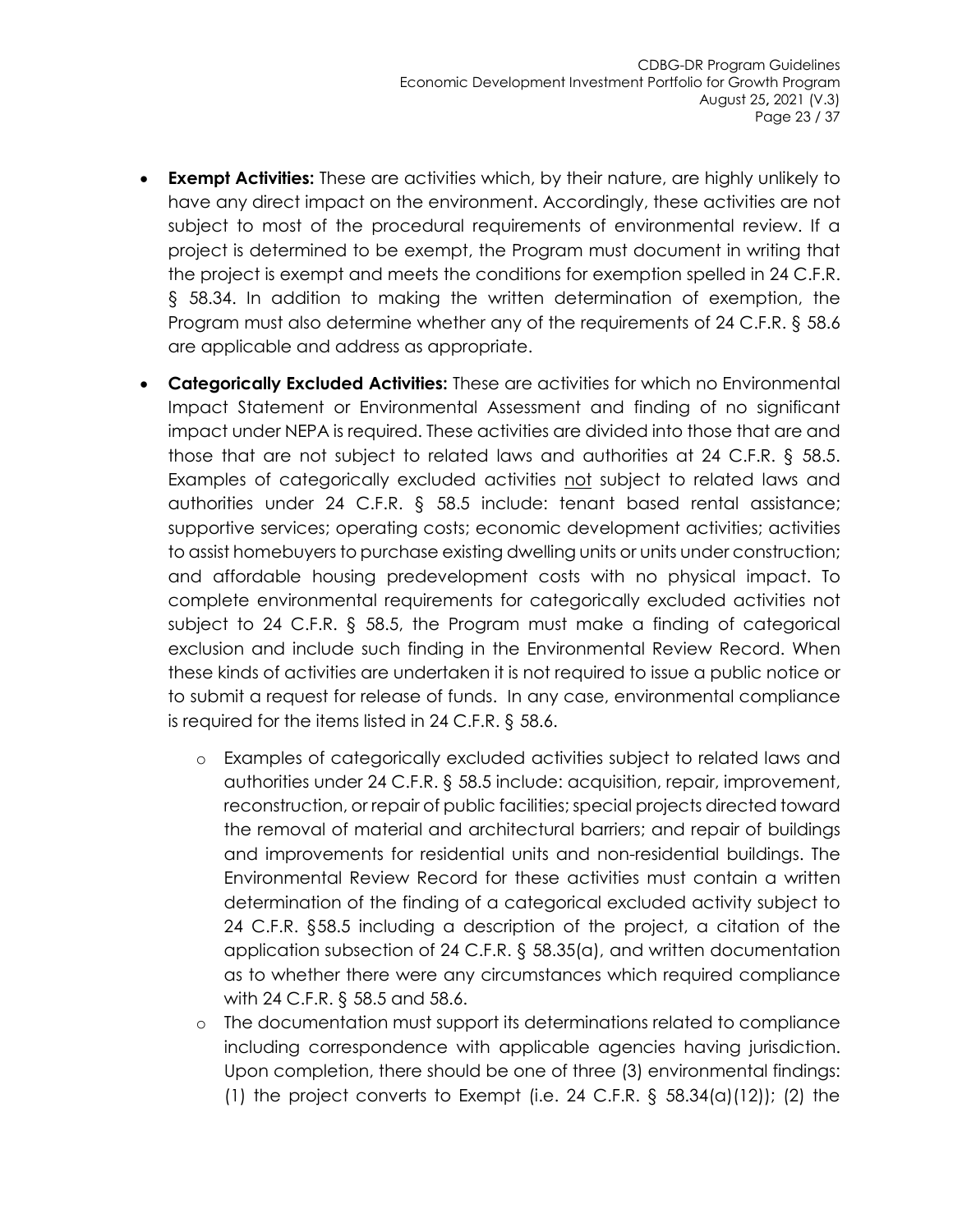- **Exempt Activities:** These are activities which, by their nature, are highly unlikely to have any direct impact on the environment. Accordingly, these activities are not subject to most of the procedural requirements of environmental review. If a project is determined to be exempt, the Program must document in writing that the project is exempt and meets the conditions for exemption spelled in 24 C.F.R. § 58.34. In addition to making the written determination of exemption, the Program must also determine whether any of the requirements of 24 C.F.R. § 58.6 are applicable and address as appropriate.
- **Categorically Excluded Activities:** These are activities for which no Environmental Impact Statement or Environmental Assessment and finding of no significant impact under NEPA is required. These activities are divided into those that are and those that are not subject to related laws and authorities at 24 C.F.R. § 58.5. Examples of categorically excluded activities <u>not</u> subject to related laws and authorities under 24 C.F.R. § 58.5 include: tenant based rental assistance; supportive services; operating costs; economic development activities; activities to assist homebuyers to purchase existing dwelling units or units under construction; and affordable housing predevelopment costs with no physical impact. To complete environmental requirements for categorically excluded activities not subject to 24 C.F.R. § 58.5, the Program must make a finding of categorical exclusion and include such finding in the Environmental Review Record. When these kinds of activities are undertaken it is not required to issue a public notice or to submit a request for release of funds. In any case, environmental compliance is required for the items listed in 24 C.F.R. § 58.6.
  - Examples of categorically excluded activities subject to related laws and authorities under 24 C.F.R. § 58.5 include: acquisition, repair, improvement, reconstruction, or repair of public facilities; special projects directed toward the removal of material and architectural barriers; and repair of buildings and improvements for residential units and non-residential buildings. The Environmental Review Record for these activities must contain a written determination of the finding of a categorical excluded activity subject to 24 C.F.R. §58.5 including a description of the project, a citation of the application subsection of 24 C.F.R. § 58.35(a), and written documentation as to whether there were any circumstances which required compliance with 24 C.F.R. § 58.5 and 58.6.
  - The documentation must support its determinations related to compliance including correspondence with applicable agencies having jurisdiction. Upon completion, there should be one of three (3) environmental findings: (1) the project converts to Exempt (i.e. 24 C.F.R. § 58.34(a)(12)); (2) the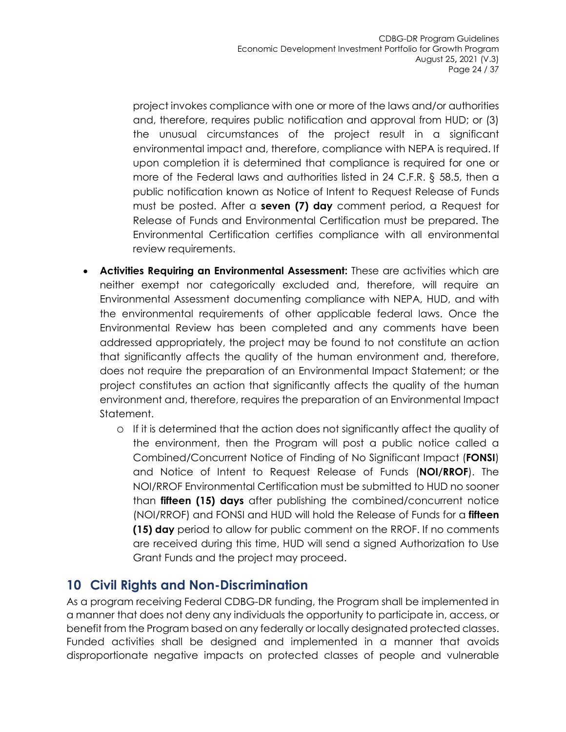project invokes compliance with one or more of the laws and/or authorities and, therefore, requires public notification and approval from HUD; or (3) the unusual circumstances of the project result in a significant environmental impact and, therefore, compliance with NEPA is required. If upon completion it is determined that compliance is required for one or more of the Federal laws and authorities listed in 24 C.F.R. § 58.5, then a public notification known as Notice of Intent to Request Release of Funds must be posted. After a **seven (7) day** comment period, a Request for Release of Funds and Environmental Certification must be prepared. The Environmental Certification certifies compliance with all environmental review requirements.

- **Activities Requiring an Environmental Assessment:** These are activities which are neither exempt nor categorically excluded and, therefore, will require an Environmental Assessment documenting compliance with NEPA, HUD, and with the environmental requirements of other applicable federal laws. Once the Environmental Review has been completed and any comments have been addressed appropriately, the project may be found to not constitute an action that significantly affects the quality of the human environment and, therefore, does not require the preparation of an Environmental Impact Statement; or the project constitutes an action that significantly affects the quality of the human environment and, therefore, requires the preparation of an Environmental Impact Statement.
    - If it is determined that the action does not significantly affect the quality of the environment, then the Program will post a public notice called a Combined/Concurrent Notice of Finding of No Significant Impact (**FONSI**) and Notice of Intent to Request Release of Funds (**NOI/RROF**). The NOI/RROF Environmental Certification must be submitted to HUD no sooner than **fifteen (15) days** after publishing the combined/concurrent notice (NOI/RROF) and FONSI and HUD will hold the Release of Funds for a **fifteen (15) day** period to allow for public comment on the RROF. If no comments are received during this time, HUD will send a signed Authorization to Use Grant Funds and the project may proceed.

## 10 Civil Rights and Non-Discrimination

As a program receiving Federal CDBG-DR funding, the Program shall be implemented in a manner that does not deny any individuals the opportunity to participate in, access, or benefit from the Program based on any federally or locally designated protected classes. Funded activities shall be designed and implemented in a manner that avoids disproportionate negative impacts on protected classes of people and vulnerable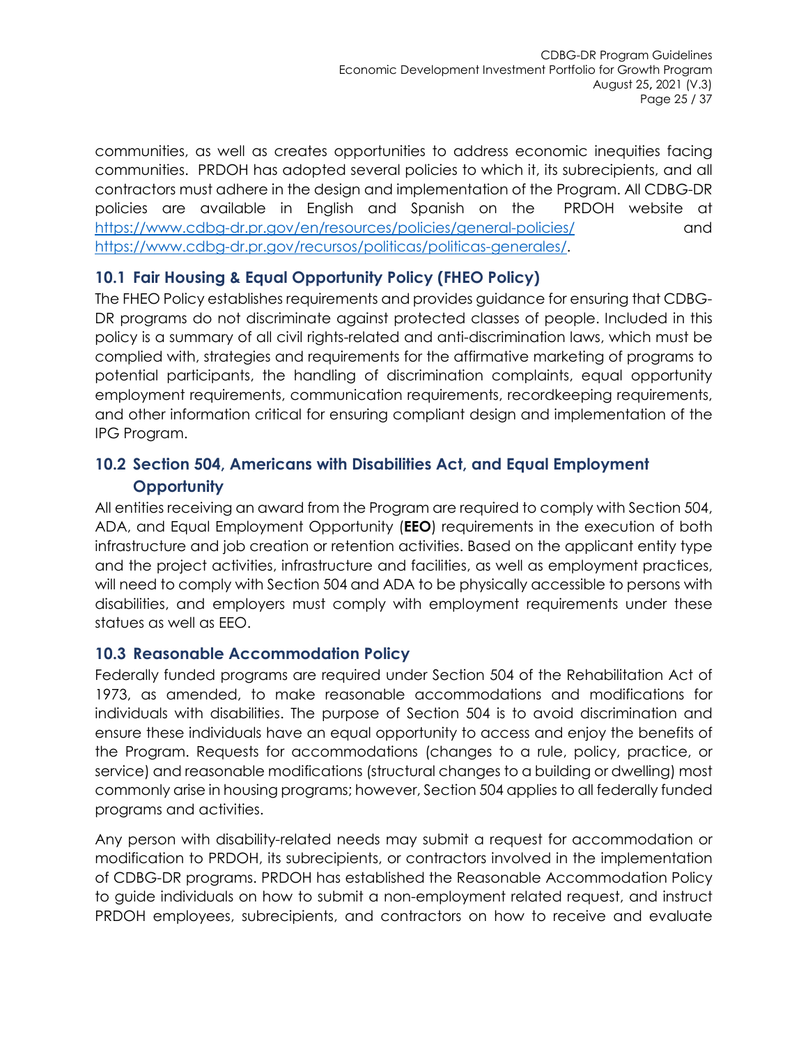communities, as well as creates opportunities to address economic inequities facing communities. PRDOH has adopted several policies to which it, its subrecipients, and all contractors must adhere in the design and implementation of the Program. All CDBG-DR policies are available in English and Spanish on the PRDOH website at https://www.cdbg-dr.pr.gov/en/resources/policies/general-policies/ and https://www.cdbg-dr.pr.gov/recursos/politicas/politicas-generales/.

## 10.1 Fair Housing & Equal Opportunity Policy (FHEO Policy)

The FHEO Policy establishes requirements and provides guidance for ensuring that CDBG-DR programs do not discriminate against protected classes of people. Included in this policy is a summary of all civil rights-related and anti-discrimination laws, which must be complied with, strategies and requirements for the affirmative marketing of programs to potential participants, the handling of discrimination complaints, equal opportunity employment requirements, communication requirements, recordkeeping requirements, and other information critical for ensuring compliant design and implementation of the IPG Program.

## 10.2 Section 504, Americans with Disabilities Act, and Equal Employment Opportunity

All entities receiving an award from the Program are required to comply with Section 504, ADA, and Equal Employment Opportunity (**EEO**) requirements in the execution of both infrastructure and job creation or retention activities. Based on the applicant entity type and the project activities, infrastructure and facilities, as well as employment practices, will need to comply with Section 504 and ADA to be physically accessible to persons with disabilities, and employers must comply with employment requirements under these statues as well as EEO.

## 10.3 Reasonable Accommodation Policy

Federally funded programs are required under Section 504 of the Rehabilitation Act of 1973, as amended, to make reasonable accommodations and modifications for individuals with disabilities. The purpose of Section 504 is to avoid discrimination and ensure these individuals have an equal opportunity to access and enjoy the benefits of the Program. Requests for accommodations (changes to a rule, policy, practice, or service) and reasonable modifications (structural changes to a building or dwelling) most commonly arise in housing programs; however, Section 504 applies to all federally funded programs and activities.

Any person with disability-related needs may submit a request for accommodation or modification to PRDOH, its subrecipients, or contractors involved in the implementation of CDBG-DR programs. PRDOH has established the Reasonable Accommodation Policy to guide individuals on how to submit a non-employment related request, and instruct PRDOH employees, subrecipients, and contractors on how to receive and evaluate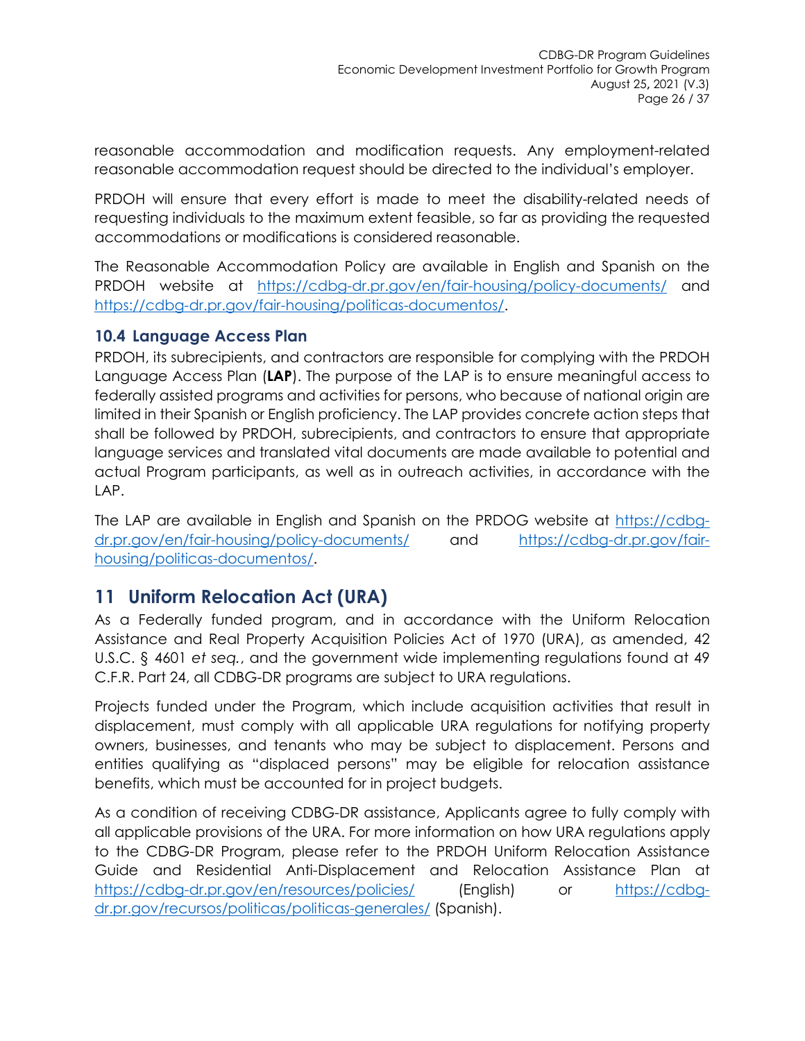reasonable accommodation and modification requests. Any employment-related reasonable accommodation request should be directed to the individual's employer.

PRDOH will ensure that every effort is made to meet the disability-related needs of requesting individuals to the maximum extent feasible, so far as providing the requested accommodations or modifications is considered reasonable.

The Reasonable Accommodation Policy are available in English and Spanish on the PRDOH website at https://cdbg-dr.pr.gov/en/fair-housing/policy-documents/ and https://cdbg-dr.pr.gov/fair-housing/politicas-documentos/.

### 10.4 Language Access Plan

PRDOH, its subrecipients, and contractors are responsible for complying with the PRDOH Language Access Plan (**LAP**). The purpose of the LAP is to ensure meaningful access to federally assisted programs and activities for persons, who because of national origin are limited in their Spanish or English proficiency. The LAP provides concrete action steps that shall be followed by PRDOH, subrecipients, and contractors to ensure that appropriate language services and translated vital documents are made available to potential and actual Program participants, as well as in outreach activities, in accordance with the LAP.

The LAP are available in English and Spanish on the PRDOG website at https://cdbg-dr.pr.gov/en/fair-housing/policy-documents/ and https://cdbg-dr.pr.gov/fair-housing/politicas-documentos/.

## 11 Uniform Relocation Act (URA)

As a Federally funded program, and in accordance with the Uniform Relocation Assistance and Real Property Acquisition Policies Act of 1970 (URA), as amended, 42 U.S.C. § 4601 *et seq.*, and the government wide implementing regulations found at 49 C.F.R. Part 24, all CDBG-DR programs are subject to URA regulations.

Projects funded under the Program, which include acquisition activities that result in displacement, must comply with all applicable URA regulations for notifying property owners, businesses, and tenants who may be subject to displacement. Persons and entities qualifying as "displaced persons" may be eligible for relocation assistance benefits, which must be accounted for in project budgets.

As a condition of receiving CDBG-DR assistance, Applicants agree to fully comply with all applicable provisions of the URA. For more information on how URA regulations apply to the CDBG-DR Program, please refer to the PRDOH Uniform Relocation Assistance Guide and Residential Anti-Displacement and Relocation Assistance Plan at https://cdbg-dr.pr.gov/en/resources/policies/ (English) or https://cdbg-dr.pr.gov/recursos/politicas/politicas-generales/ (Spanish).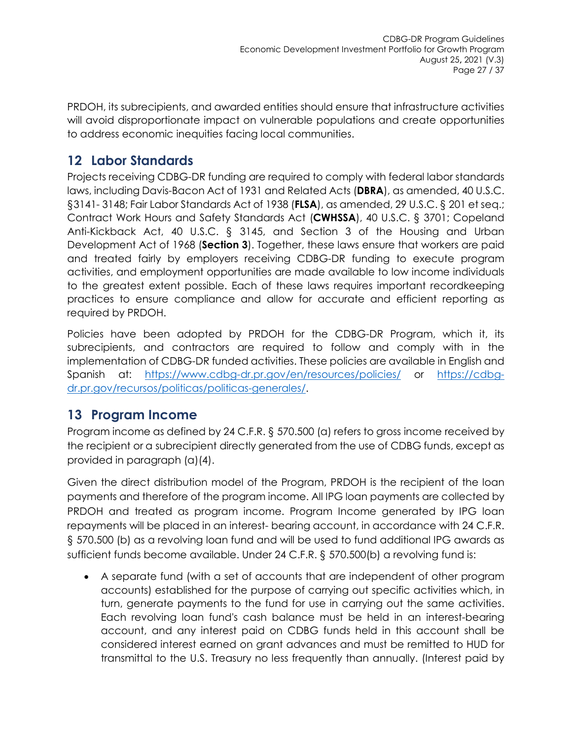PRDOH, its subrecipients, and awarded entities should ensure that infrastructure activities will avoid disproportionate impact on vulnerable populations and create opportunities to address economic inequities facing local communities.

## 12 Labor Standards

Projects receiving CDBG-DR funding are required to comply with federal labor standards laws, including Davis-Bacon Act of 1931 and Related Acts (**DBRA**), as amended, 40 U.S.C. §3141- 3148; Fair Labor Standards Act of 1938 (**FLSA**), as amended, 29 U.S.C. § 201 et seq.; Contract Work Hours and Safety Standards Act (**CWHSSA**), 40 U.S.C. § 3701; Copeland Anti-Kickback Act, 40 U.S.C. § 3145, and Section 3 of the Housing and Urban Development Act of 1968 (**Section 3**). Together, these laws ensure that workers are paid and treated fairly by employers receiving CDBG-DR funding to execute program activities, and employment opportunities are made available to low income individuals to the greatest extent possible. Each of these laws requires important recordkeeping practices to ensure compliance and allow for accurate and efficient reporting as required by PRDOH.

Policies have been adopted by PRDOH for the CDBG-DR Program, which it, its subrecipients, and contractors are required to follow and comply with in the implementation of CDBG-DR funded activities. These policies are available in English and Spanish at: https://www.cdbg-dr.pr.gov/en/resources/policies/ or https://cdbg-dr.pr.gov/recursos/politicas/politicas-generales/.

## 13 Program Income

Program income as defined by 24 C.F.R. § 570.500 (a) refers to gross income received by the recipient or a subrecipient directly generated from the use of CDBG funds, except as provided in paragraph (a)(4).

Given the direct distribution model of the Program, PRDOH is the recipient of the loan payments and therefore of the program income. All IPG loan payments are collected by PRDOH and treated as program income. Program Income generated by IPG loan repayments will be placed in an interest- bearing account, in accordance with 24 C.F.R. § 570.500 (b) as a revolving loan fund and will be used to fund additional IPG awards as sufficient funds become available. Under 24 C.F.R. § 570.500(b) a revolving fund is:

- A separate fund (with a set of accounts that are independent of other program accounts) established for the purpose of carrying out specific activities which, in turn, generate payments to the fund for use in carrying out the same activities. Each revolving loan fund's cash balance must be held in an interest-bearing account, and any interest paid on CDBG funds held in this account shall be considered interest earned on grant advances and must be remitted to HUD for transmittal to the U.S. Treasury no less frequently than annually. (Interest paid by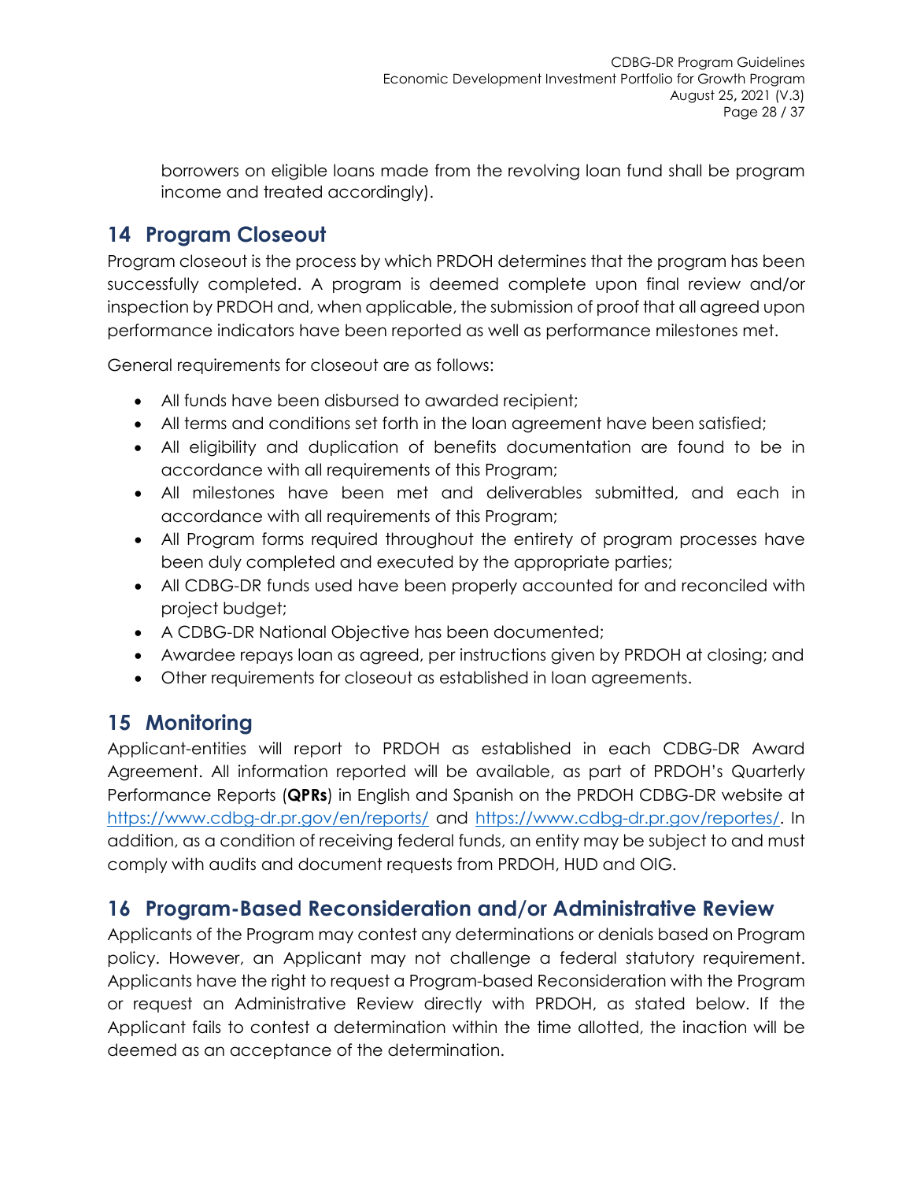borrowers on eligible loans made from the revolving loan fund shall be program income and treated accordingly).

## 14 Program Closeout

Program closeout is the process by which PRDOH determines that the program has been successfully completed. A program is deemed complete upon final review and/or inspection by PRDOH and, when applicable, the submission of proof that all agreed upon performance indicators have been reported as well as performance milestones met.

General requirements for closeout are as follows:

- All funds have been disbursed to awarded recipient;
- All terms and conditions set forth in the loan agreement have been satisfied;
- All eligibility and duplication of benefits documentation are found to be in accordance with all requirements of this Program;
- All milestones have been met and deliverables submitted, and each in accordance with all requirements of this Program;
- All Program forms required throughout the entirety of program processes have been duly completed and executed by the appropriate parties;
- All CDBG-DR funds used have been properly accounted for and reconciled with project budget;
- A CDBG-DR National Objective has been documented;
- Awardee repays loan as agreed, per instructions given by PRDOH at closing; and
- Other requirements for closeout as established in loan agreements.

## 15 Monitoring

Applicant-entities will report to PRDOH as established in each CDBG-DR Award Agreement. All information reported will be available, as part of PRDOH's Quarterly Performance Reports (**QPRs**) in English and Spanish on the PRDOH CDBG-DR website at https://www.cdbg-dr.pr.gov/en/reports/ and https://www.cdbg-dr.pr.gov/reportes/. In addition, as a condition of receiving federal funds, an entity may be subject to and must comply with audits and document requests from PRDOH, HUD and OIG.

## 16 Program-Based Reconsideration and/or Administrative Review

Applicants of the Program may contest any determinations or denials based on Program policy. However, an Applicant may not challenge a federal statutory requirement. Applicants have the right to request a Program-based Reconsideration with the Program or request an Administrative Review directly with PRDOH, as stated below. If the Applicant fails to contest a determination within the time allotted, the inaction will be deemed as an acceptance of the determination.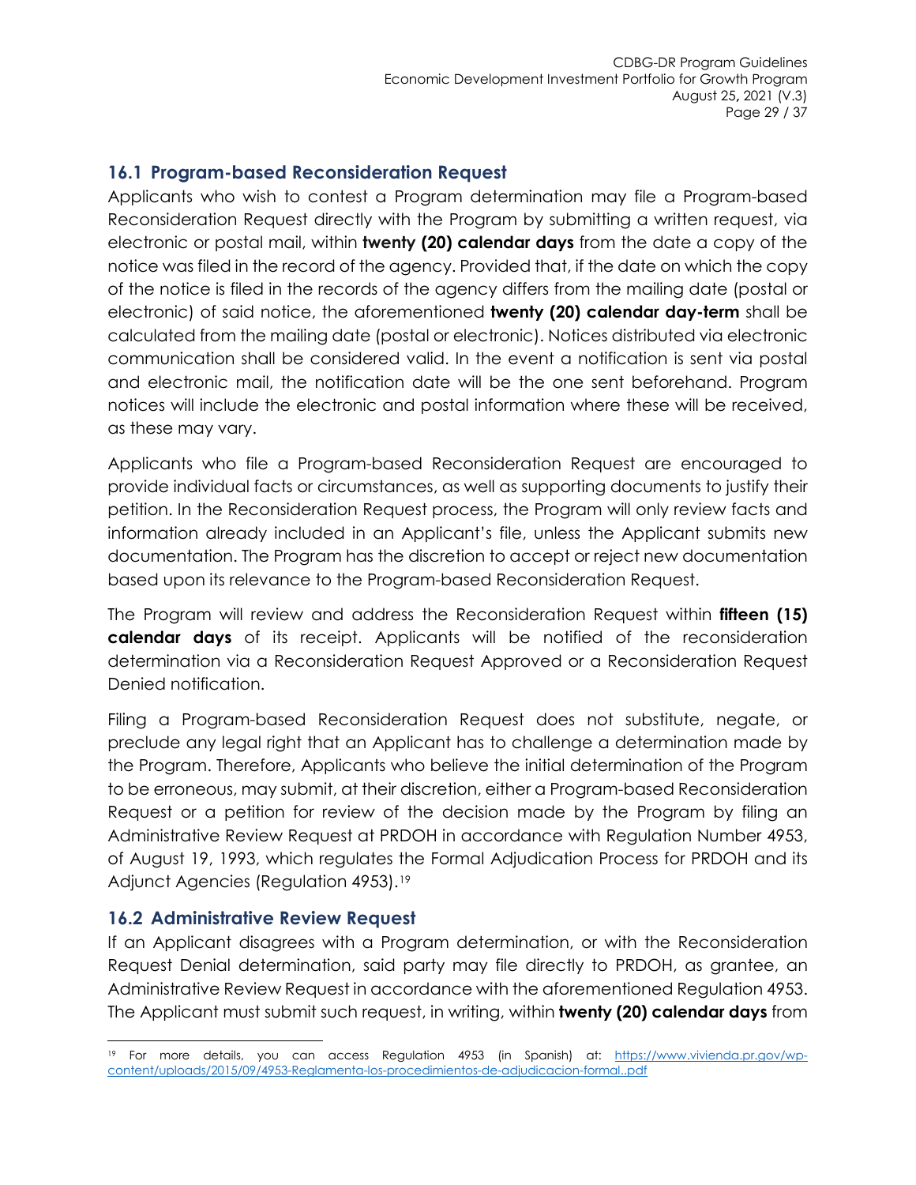## 16.1 Program-based Reconsideration Request

Applicants who wish to contest a Program determination may file a Program-based Reconsideration Request directly with the Program by submitting a written request, via electronic or postal mail, within **twenty (20) calendar days** from the date a copy of the notice was filed in the record of the agency. Provided that, if the date on which the copy of the notice is filed in the records of the agency differs from the mailing date (postal or electronic) of said notice, the aforementioned **twenty (20) calendar day-term** shall be calculated from the mailing date (postal or electronic). Notices distributed via electronic communication shall be considered valid. In the event a notification is sent via postal and electronic mail, the notification date will be the one sent beforehand. Program notices will include the electronic and postal information where these will be received, as these may vary.

Applicants who file a Program-based Reconsideration Request are encouraged to provide individual facts or circumstances, as well as supporting documents to justify their petition. In the Reconsideration Request process, the Program will only review facts and information already included in an Applicant's file, unless the Applicant submits new documentation. The Program has the discretion to accept or reject new documentation based upon its relevance to the Program-based Reconsideration Request.

The Program will review and address the Reconsideration Request within **fifteen (15) calendar days** of its receipt. Applicants will be notified of the reconsideration determination via a Reconsideration Request Approved or a Reconsideration Request Denied notification.

Filing a Program-based Reconsideration Request does not substitute, negate, or preclude any legal right that an Applicant has to challenge a determination made by the Program. Therefore, Applicants who believe the initial determination of the Program to be erroneous, may submit, at their discretion, either a Program-based Reconsideration Request or a petition for review of the decision made by the Program by filing an Administrative Review Request at PRDOH in accordance with Regulation Number 4953, of August 19, 1993, which regulates the Formal Adjudication Process for PRDOH and its Adjunct Agencies (Regulation 4953).[19]

## 16.2 Administrative Review Request

If an Applicant disagrees with a Program determination, or with the Reconsideration Request Denial determination, said party may file directly to PRDOH, as grantee, an Administrative Review Request in accordance with the aforementioned Regulation 4953. The Applicant must submit such request, in writing, within **twenty (20) calendar days** from

---

[19] For more details, you can access Regulation 4953 (in Spanish) at: https://www.vivienda.pr.gov/wp-content/uploads/2015/09/4953-Reglamenta-los-procedimientos-de-adjudicacion-formal..pdf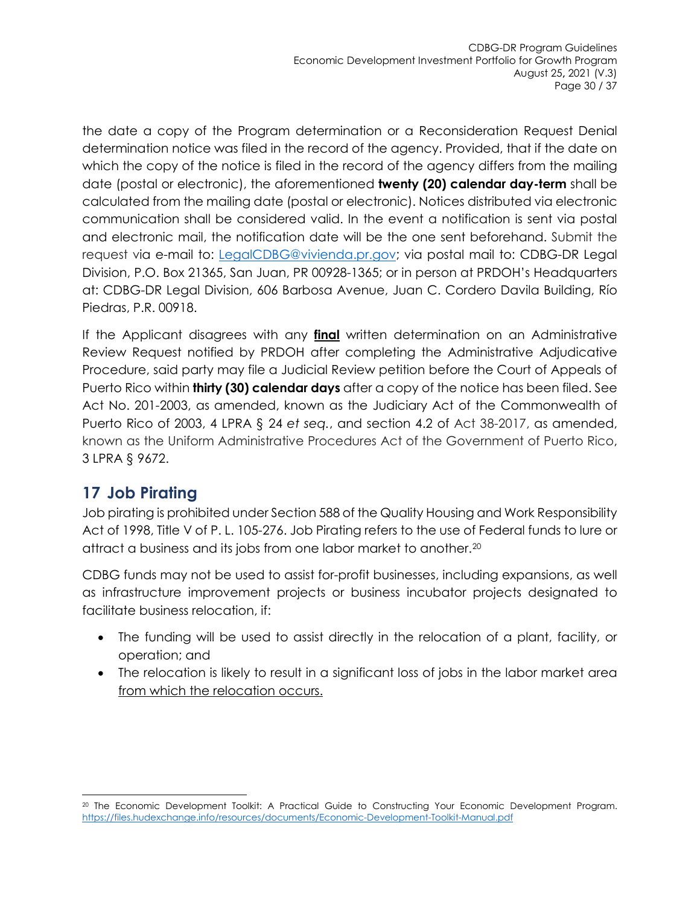the date a copy of the Program determination or a Reconsideration Request Denial determination notice was filed in the record of the agency. Provided, that if the date on which the copy of the notice is filed in the record of the agency differs from the mailing date (postal or electronic), the aforementioned **twenty (20) calendar day-term** shall be calculated from the mailing date (postal or electronic). Notices distributed via electronic communication shall be considered valid. In the event a notification is sent via postal and electronic mail, the notification date will be the one sent beforehand. Submit the request via e-mail to: [LegalCDBG@vivienda.pr.gov](mailto:LegalCDBG@vivienda.pr.gov); via postal mail to: CDBG-DR Legal Division, P.O. Box 21365, San Juan, PR 00928-1365; or in person at PRDOH's Headquarters at: CDBG-DR Legal Division, 606 Barbosa Avenue, Juan C. Cordero Davila Building, Río Piedras, P.R. 00918.

If the Applicant disagrees with any <u>**final**</u> written determination on an Administrative Review Request notified by PRDOH after completing the Administrative Adjudicative Procedure, said party may file a Judicial Review petition before the Court of Appeals of Puerto Rico within **thirty (30) calendar days** after a copy of the notice has been filed. See Act No. 201-2003, as amended, known as the Judiciary Act of the Commonwealth of Puerto Rico of 2003, 4 LPRA § 24 *et seq.*, and section 4.2 of Act 38-2017, as amended, known as the Uniform Administrative Procedures Act of the Government of Puerto Rico, 3 LPRA § 9672.

## 17 Job Pirating

Job pirating is prohibited under Section 588 of the Quality Housing and Work Responsibility Act of 1998, Title V of P. L. 105-276. Job Pirating refers to the use of Federal funds to lure or attract a business and its jobs from one labor market to another.[20]

CDBG funds may not be used to assist for-profit businesses, including expansions, as well as infrastructure improvement projects or business incubator projects designated to facilitate business relocation, if:

- The funding will be used to assist directly in the relocation of a plant, facility, or operation; and
- The relocation is likely to result in a significant loss of jobs in the labor market area <u>from which the relocation occurs.</u>

[20] The Economic Development Toolkit: A Practical Guide to Constructing Your Economic Development Program. https://files.hudexchange.info/resources/documents/Economic-Development-Toolkit-Manual.pdf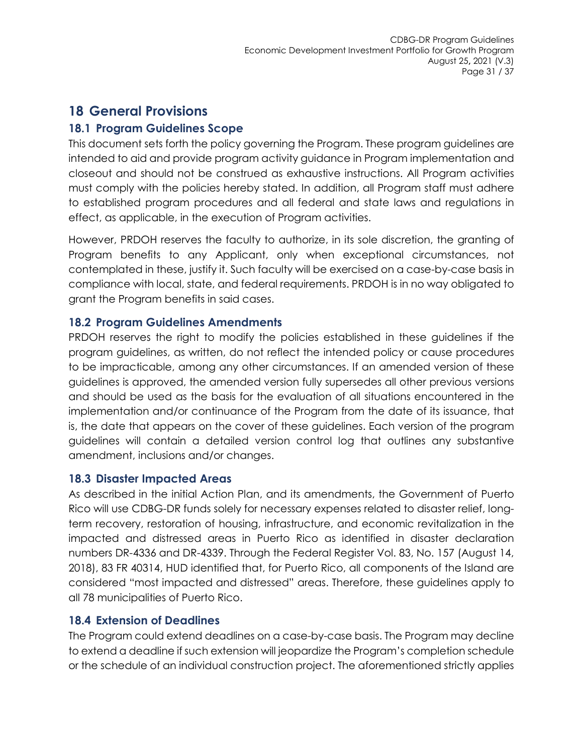# 18 General Provisions

## 18.1 Program Guidelines Scope

This document sets forth the policy governing the Program. These program guidelines are intended to aid and provide program activity guidance in Program implementation and closeout and should not be construed as exhaustive instructions. All Program activities must comply with the policies hereby stated. In addition, all Program staff must adhere to established program procedures and all federal and state laws and regulations in effect, as applicable, in the execution of Program activities.

However, PRDOH reserves the faculty to authorize, in its sole discretion, the granting of Program benefits to any Applicant, only when exceptional circumstances, not contemplated in these, justify it. Such faculty will be exercised on a case-by-case basis in compliance with local, state, and federal requirements. PRDOH is in no way obligated to grant the Program benefits in said cases.

## 18.2 Program Guidelines Amendments

PRDOH reserves the right to modify the policies established in these guidelines if the program guidelines, as written, do not reflect the intended policy or cause procedures to be impracticable, among any other circumstances. If an amended version of these guidelines is approved, the amended version fully supersedes all other previous versions and should be used as the basis for the evaluation of all situations encountered in the implementation and/or continuance of the Program from the date of its issuance, that is, the date that appears on the cover of these guidelines. Each version of the program guidelines will contain a detailed version control log that outlines any substantive amendment, inclusions and/or changes.

## 18.3 Disaster Impacted Areas

As described in the initial Action Plan, and its amendments, the Government of Puerto Rico will use CDBG-DR funds solely for necessary expenses related to disaster relief, long-term recovery, restoration of housing, infrastructure, and economic revitalization in the impacted and distressed areas in Puerto Rico as identified in disaster declaration numbers DR-4336 and DR-4339. Through the Federal Register Vol. 83, No. 157 (August 14, 2018), 83 FR 40314, HUD identified that, for Puerto Rico, all components of the Island are considered "most impacted and distressed" areas. Therefore, these guidelines apply to all 78 municipalities of Puerto Rico.

## 18.4 Extension of Deadlines

The Program could extend deadlines on a case-by-case basis. The Program may decline to extend a deadline if such extension will jeopardize the Program's completion schedule or the schedule of an individual construction project. The aforementioned strictly applies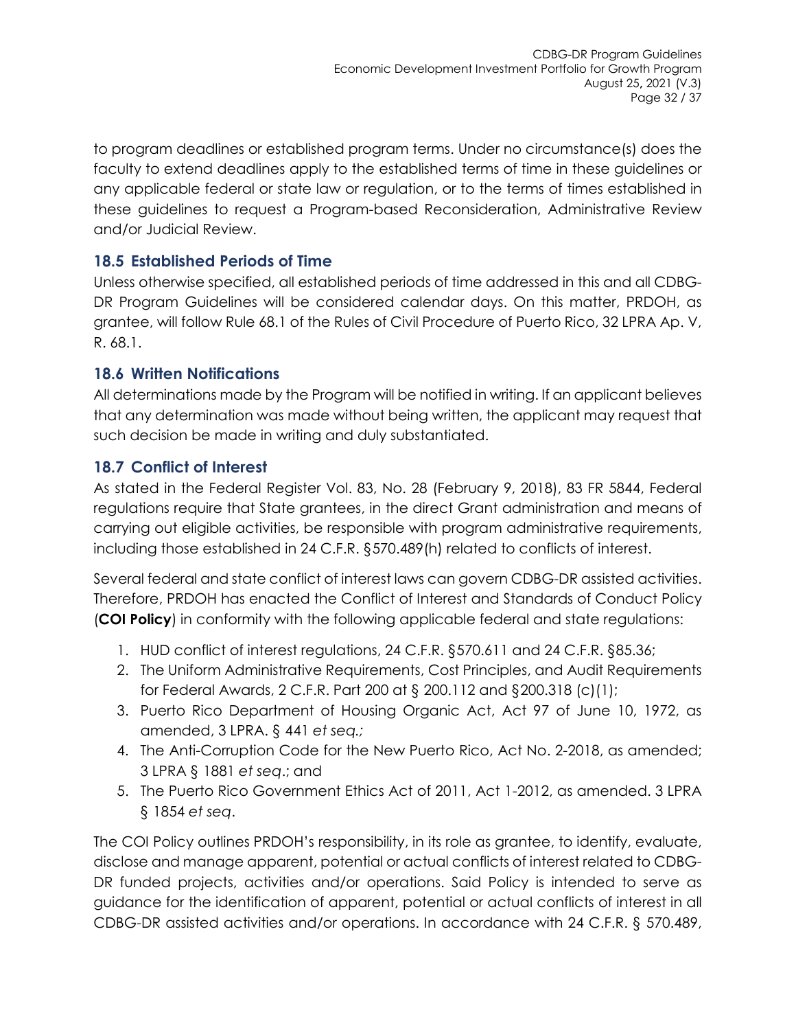to program deadlines or established program terms. Under no circumstance(s) does the faculty to extend deadlines apply to the established terms of time in these guidelines or any applicable federal or state law or regulation, or to the terms of times established in these guidelines to request a Program-based Reconsideration, Administrative Review and/or Judicial Review.

## 18.5 Established Periods of Time

Unless otherwise specified, all established periods of time addressed in this and all CDBG-DR Program Guidelines will be considered calendar days. On this matter, PRDOH, as grantee, will follow Rule 68.1 of the Rules of Civil Procedure of Puerto Rico, 32 LPRA Ap. V, R. 68.1.

## 18.6 Written Notifications

All determinations made by the Program will be notified in writing. If an applicant believes that any determination was made without being written, the applicant may request that such decision be made in writing and duly substantiated.

## 18.7 Conflict of Interest

As stated in the Federal Register Vol. 83, No. 28 (February 9, 2018), 83 FR 5844, Federal regulations require that State grantees, in the direct Grant administration and means of carrying out eligible activities, be responsible with program administrative requirements, including those established in 24 C.F.R. §570.489(h) related to conflicts of interest.

Several federal and state conflict of interest laws can govern CDBG-DR assisted activities. Therefore, PRDOH has enacted the Conflict of Interest and Standards of Conduct Policy (**COI Policy**) in conformity with the following applicable federal and state regulations:

1. HUD conflict of interest regulations, 24 C.F.R. §570.611 and 24 C.F.R. §85.36;
2. The Uniform Administrative Requirements, Cost Principles, and Audit Requirements for Federal Awards, 2 C.F.R. Part 200 at § 200.112 and §200.318 (c)(1);
3. Puerto Rico Department of Housing Organic Act, Act 97 of June 10, 1972, as amended, 3 LPRA. § 441 *et seq.;*
4. The Anti-Corruption Code for the New Puerto Rico, Act No. 2-2018, as amended; 3 LPRA § 1881 *et seq*.; and
5. The Puerto Rico Government Ethics Act of 2011, Act 1-2012, as amended. 3 LPRA § 1854 *et seq*.

The COI Policy outlines PRDOH's responsibility, in its role as grantee, to identify, evaluate, disclose and manage apparent, potential or actual conflicts of interest related to CDBG-DR funded projects, activities and/or operations. Said Policy is intended to serve as guidance for the identification of apparent, potential or actual conflicts of interest in all CDBG-DR assisted activities and/or operations. In accordance with 24 C.F.R. § 570.489,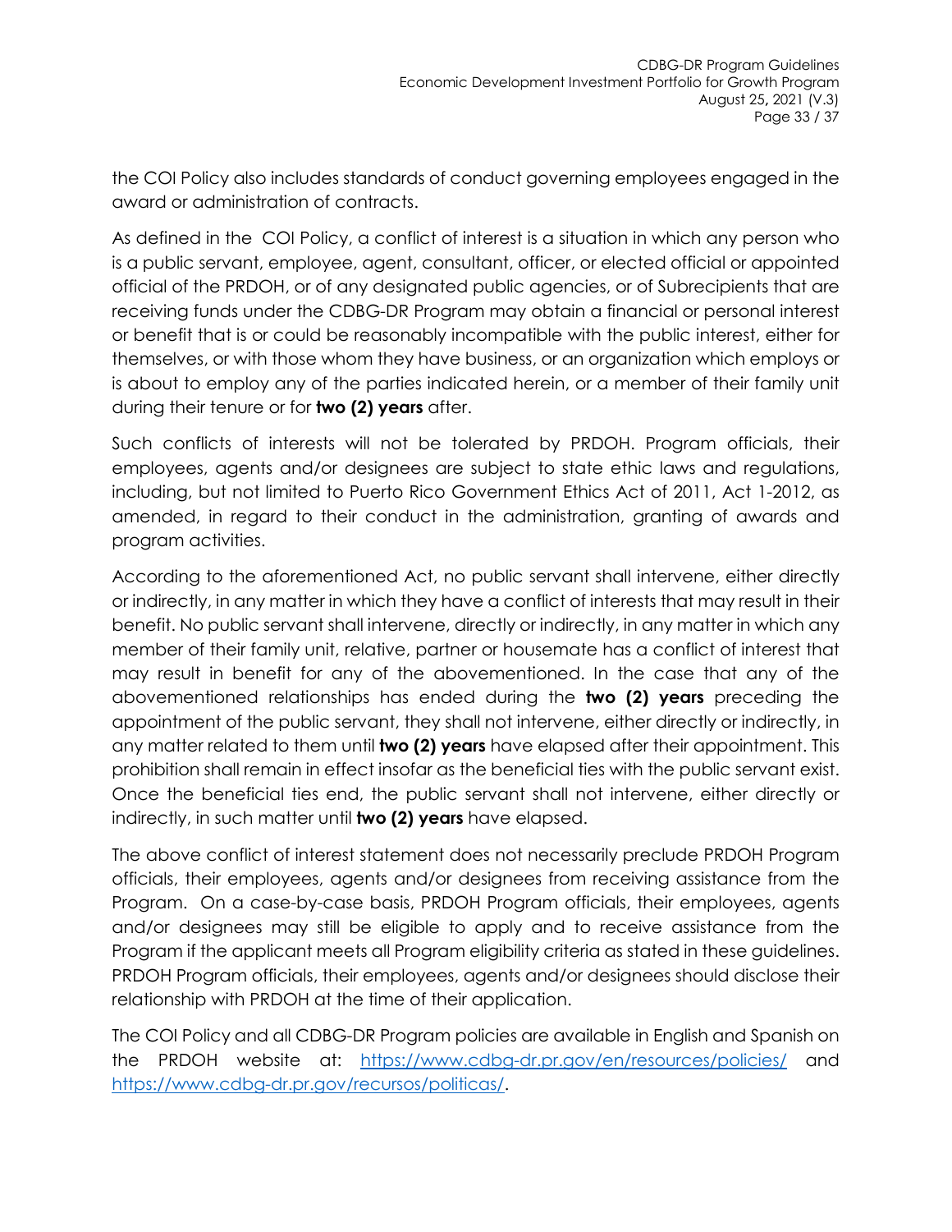the COI Policy also includes standards of conduct governing employees engaged in the award or administration of contracts.

As defined in the COI Policy, a conflict of interest is a situation in which any person who is a public servant, employee, agent, consultant, officer, or elected official or appointed official of the PRDOH, or of any designated public agencies, or of Subrecipients that are receiving funds under the CDBG-DR Program may obtain a financial or personal interest or benefit that is or could be reasonably incompatible with the public interest, either for themselves, or with those whom they have business, or an organization which employs or is about to employ any of the parties indicated herein, or a member of their family unit during their tenure or for **two (2) years** after.

Such conflicts of interests will not be tolerated by PRDOH. Program officials, their employees, agents and/or designees are subject to state ethic laws and regulations, including, but not limited to Puerto Rico Government Ethics Act of 2011, Act 1-2012, as amended, in regard to their conduct in the administration, granting of awards and program activities.

According to the aforementioned Act, no public servant shall intervene, either directly or indirectly, in any matter in which they have a conflict of interests that may result in their benefit. No public servant shall intervene, directly or indirectly, in any matter in which any member of their family unit, relative, partner or housemate has a conflict of interest that may result in benefit for any of the abovementioned. In the case that any of the abovementioned relationships has ended during the **two (2) years** preceding the appointment of the public servant, they shall not intervene, either directly or indirectly, in any matter related to them until **two (2) years** have elapsed after their appointment. This prohibition shall remain in effect insofar as the beneficial ties with the public servant exist. Once the beneficial ties end, the public servant shall not intervene, either directly or indirectly, in such matter until **two (2) years** have elapsed.

The above conflict of interest statement does not necessarily preclude PRDOH Program officials, their employees, agents and/or designees from receiving assistance from the Program. On a case-by-case basis, PRDOH Program officials, their employees, agents and/or designees may still be eligible to apply and to receive assistance from the Program if the applicant meets all Program eligibility criteria as stated in these guidelines. PRDOH Program officials, their employees, agents and/or designees should disclose their relationship with PRDOH at the time of their application.

The COI Policy and all CDBG-DR Program policies are available in English and Spanish on the PRDOH website at: https://www.cdbg-dr.pr.gov/en/resources/policies/ and https://www.cdbg-dr.pr.gov/recursos/politicas/.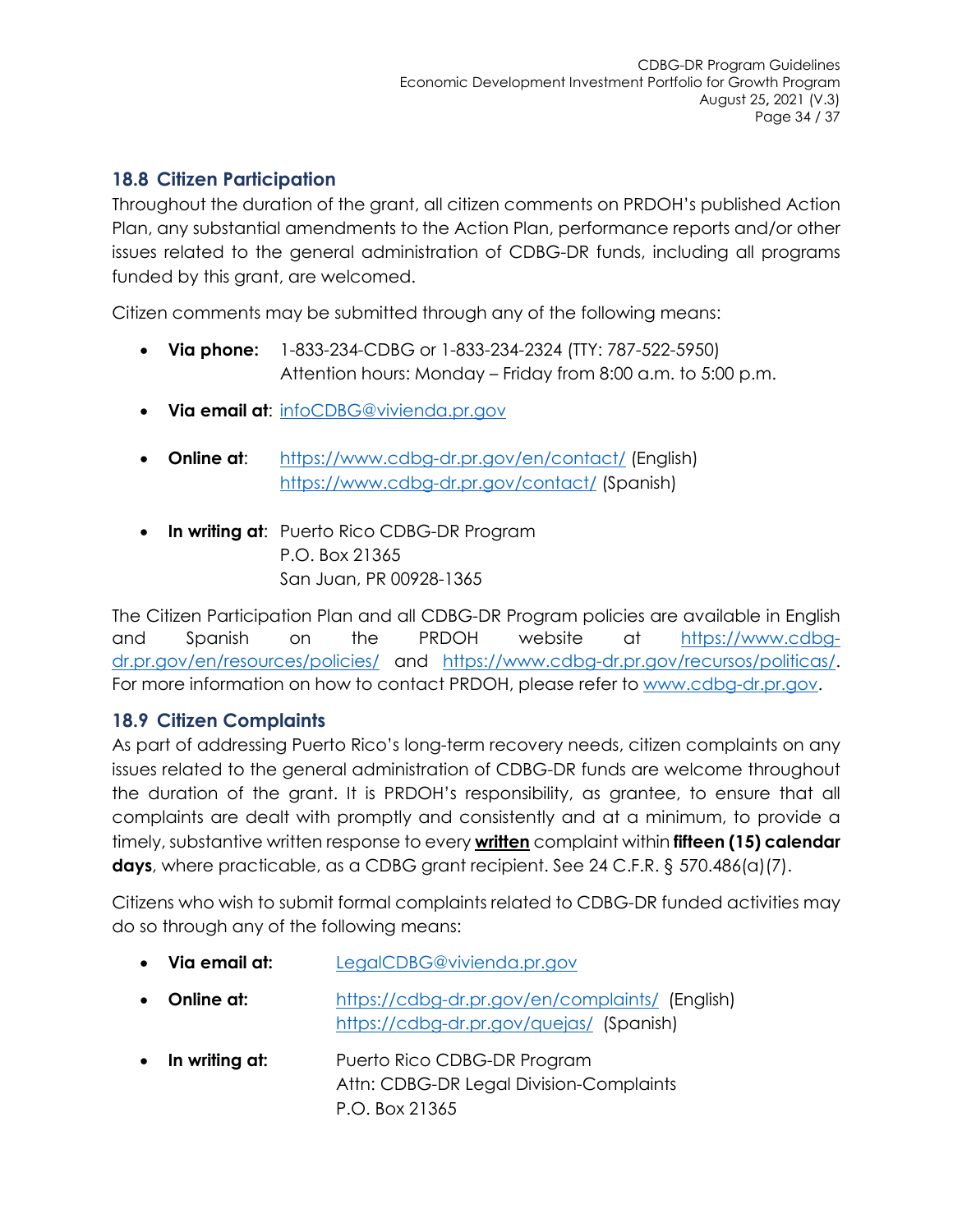## 18.8 Citizen Participation

Throughout the duration of the grant, all citizen comments on PRDOH's published Action Plan, any substantial amendments to the Action Plan, performance reports and/or other issues related to the general administration of CDBG-DR funds, including all programs funded by this grant, are welcomed.

Citizen comments may be submitted through any of the following means:

- **Via phone:** 1-833-234-CDBG or 1-833-234-2324 (TTY: 787-522-5950)
  Attention hours: Monday – Friday from 8:00 a.m. to 5:00 p.m.
- **Via email at**: infoCDBG@vivienda.pr.gov
- **Online at**: https://www.cdbg-dr.pr.gov/en/contact/ (English)
  https://www.cdbg-dr.pr.gov/contact/ (Spanish)
- **In writing at**: Puerto Rico CDBG-DR Program
  P.O. Box 21365
  San Juan, PR 00928-1365

The Citizen Participation Plan and all CDBG-DR Program policies are available in English and Spanish on the PRDOH website at https://www.cdbg-dr.pr.gov/en/resources/policies/ and https://www.cdbg-dr.pr.gov/recursos/politicas/. For more information on how to contact PRDOH, please refer to www.cdbg-dr.pr.gov.

## 18.9 Citizen Complaints

As part of addressing Puerto Rico's long-term recovery needs, citizen complaints on any issues related to the general administration of CDBG-DR funds are welcome throughout the duration of the grant. It is PRDOH's responsibility, as grantee, to ensure that all complaints are dealt with promptly and consistently and at a minimum, to provide a timely, substantive written response to every **written** complaint within **fifteen (15) calendar days**, where practicable, as a CDBG grant recipient. See 24 C.F.R. § 570.486(a)(7).

Citizens who wish to submit formal complaints related to CDBG-DR funded activities may do so through any of the following means:

- **Via email at:** LegalCDBG@vivienda.pr.gov
- **Online at:** https://cdbg-dr.pr.gov/en/complaints/ (English)
  https://cdbg-dr.pr.gov/quejas/ (Spanish)
- **In writing at:** Puerto Rico CDBG-DR Program
  Attn: CDBG-DR Legal Division-Complaints
  P.O. Box 21365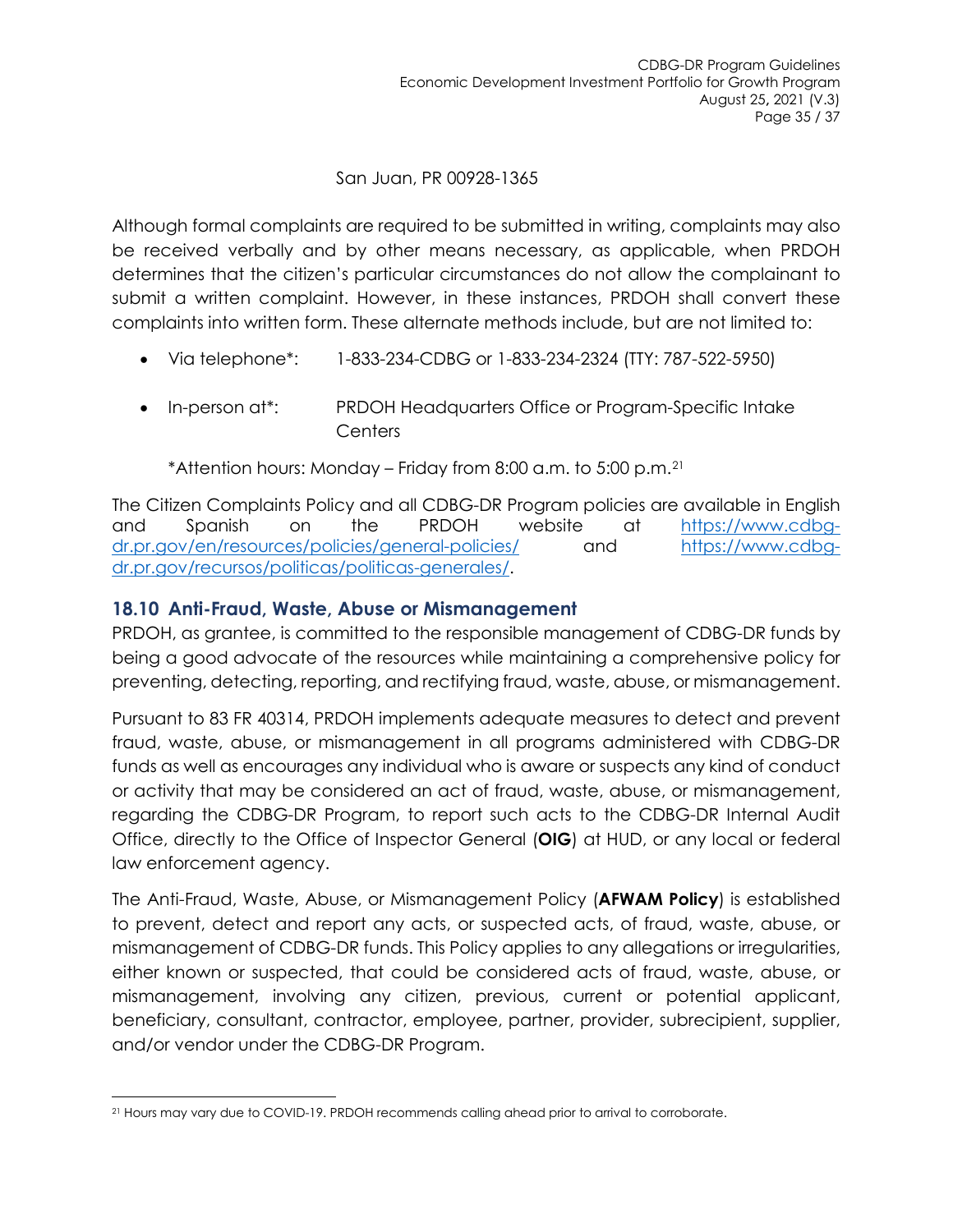San Juan, PR 00928-1365

Although formal complaints are required to be submitted in writing, complaints may also be received verbally and by other means necessary, as applicable, when PRDOH determines that the citizen's particular circumstances do not allow the complainant to submit a written complaint. However, in these instances, PRDOH shall convert these complaints into written form. These alternate methods include, but are not limited to:

- Via telephone*: 1-833-234-CDBG or 1-833-234-2324 (TTY: 787-522-5950)
- In-person at*: PRDOH Headquarters Office or Program-Specific Intake Centers

*Attention hours: Monday – Friday from 8:00 a.m. to 5:00 p.m.[21]

The Citizen Complaints Policy and all CDBG-DR Program policies are available in English and Spanish on the PRDOH website at https://www.cdbg-dr.pr.gov/en/resources/policies/general-policies/ and https://www.cdbg-dr.pr.gov/recursos/politicas/politicas-generales/.

## 18.10 Anti-Fraud, Waste, Abuse or Mismanagement

PRDOH, as grantee, is committed to the responsible management of CDBG-DR funds by being a good advocate of the resources while maintaining a comprehensive policy for preventing, detecting, reporting, and rectifying fraud, waste, abuse, or mismanagement.

Pursuant to 83 FR 40314, PRDOH implements adequate measures to detect and prevent fraud, waste, abuse, or mismanagement in all programs administered with CDBG-DR funds as well as encourages any individual who is aware or suspects any kind of conduct or activity that may be considered an act of fraud, waste, abuse, or mismanagement, regarding the CDBG-DR Program, to report such acts to the CDBG-DR Internal Audit Office, directly to the Office of Inspector General (**OIG**) at HUD, or any local or federal law enforcement agency.

The Anti-Fraud, Waste, Abuse, or Mismanagement Policy (**AFWAM Policy**) is established to prevent, detect and report any acts, or suspected acts, of fraud, waste, abuse, or mismanagement of CDBG-DR funds. This Policy applies to any allegations or irregularities, either known or suspected, that could be considered acts of fraud, waste, abuse, or mismanagement, involving any citizen, previous, current or potential applicant, beneficiary, consultant, contractor, employee, partner, provider, subrecipient, supplier, and/or vendor under the CDBG-DR Program.

---

[21] Hours may vary due to COVID-19. PRDOH recommends calling ahead prior to arrival to corroborate.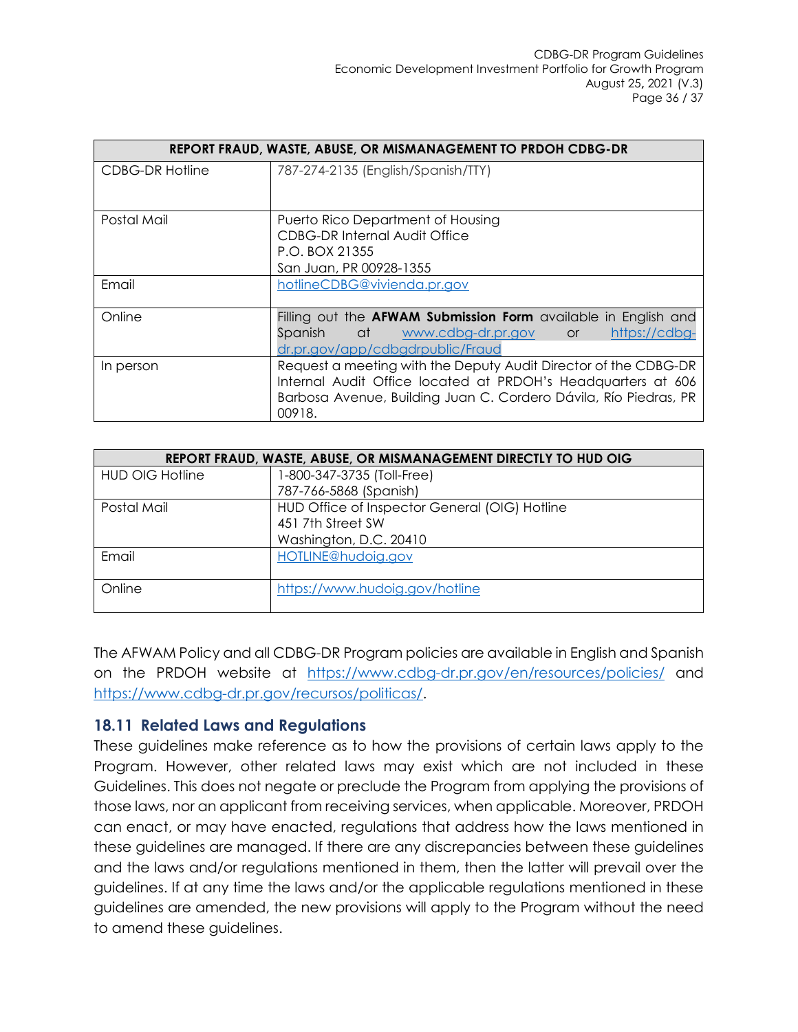| REPORT FRAUD, WASTE, ABUSE, OR MISMANAGEMENT TO PRDOH CDBG-DR | |
|---|---|
| CDBG-DR Hotline | 787-274-2135 (English/Spanish/TTY) |
| Postal Mail | Puerto Rico Department of Housing<br>CDBG-DR Internal Audit Office<br>P.O. BOX 21355<br>San Juan, PR 00928-1355 |
| Email | hotlineCDBG@vivienda.pr.gov |
| Online | Filling out the **AFWAM Submission Form** available in English and Spanish at www.cdbg-dr.pr.gov or https://cdbg-dr.pr.gov/app/cdbgdrpublic/Fraud |
| In person | Request a meeting with the Deputy Audit Director of the CDBG-DR Internal Audit Office located at PRDOH's Headquarters at 606 Barbosa Avenue, Building Juan C. Cordero Dávila, Río Piedras, PR 00918. |

| REPORT FRAUD, WASTE, ABUSE, OR MISMANAGEMENT DIRECTLY TO HUD OIG | |
|---|---|
| HUD OIG Hotline | 1-800-347-3735 (Toll-Free)<br>787-766-5868 (Spanish) |
| Postal Mail | HUD Office of Inspector General (OIG) Hotline<br>451 7th Street SW<br>Washington, D.C. 20410 |
| Email | HOTLINE@hudoig.gov |
| Online | https://www.hudoig.gov/hotline |

The AFWAM Policy and all CDBG-DR Program policies are available in English and Spanish on the PRDOH website at https://www.cdbg-dr.pr.gov/en/resources/policies/ and https://www.cdbg-dr.pr.gov/recursos/politicas/.

## 18.11 Related Laws and Regulations

These guidelines make reference as to how the provisions of certain laws apply to the Program. However, other related laws may exist which are not included in these Guidelines. This does not negate or preclude the Program from applying the provisions of those laws, nor an applicant from receiving services, when applicable. Moreover, PRDOH can enact, or may have enacted, regulations that address how the laws mentioned in these guidelines are managed. If there are any discrepancies between these guidelines and the laws and/or regulations mentioned in them, then the latter will prevail over the guidelines. If at any time the laws and/or the applicable regulations mentioned in these guidelines are amended, the new provisions will apply to the Program without the need to amend these guidelines.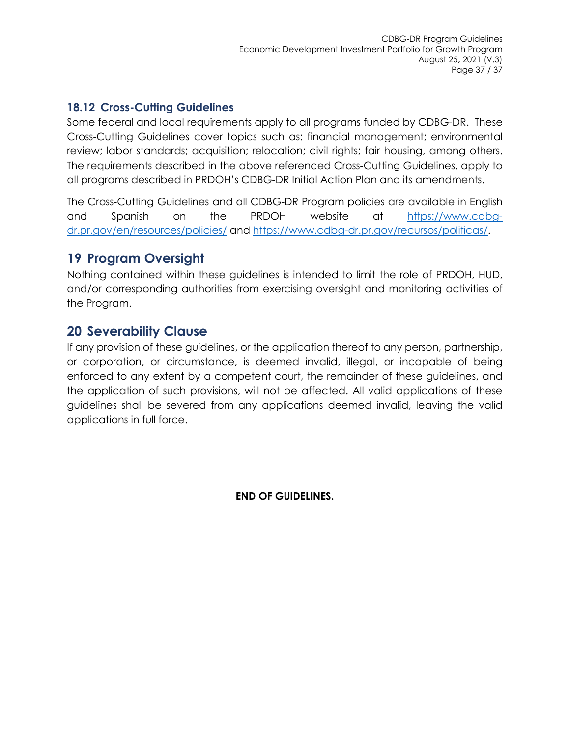### 18.12 Cross-Cutting Guidelines

Some federal and local requirements apply to all programs funded by CDBG-DR. These Cross-Cutting Guidelines cover topics such as: financial management; environmental review; labor standards; acquisition; relocation; civil rights; fair housing, among others. The requirements described in the above referenced Cross-Cutting Guidelines, apply to all programs described in PRDOH's CDBG-DR Initial Action Plan and its amendments.

The Cross-Cutting Guidelines and all CDBG-DR Program policies are available in English and Spanish on the PRDOH website at https://www.cdbg-dr.pr.gov/en/resources/policies/ and https://www.cdbg-dr.pr.gov/recursos/politicas/.

## 19 Program Oversight

Nothing contained within these guidelines is intended to limit the role of PRDOH, HUD, and/or corresponding authorities from exercising oversight and monitoring activities of the Program.

## 20 Severability Clause

If any provision of these guidelines, or the application thereof to any person, partnership, or corporation, or circumstance, is deemed invalid, illegal, or incapable of being enforced to any extent by a competent court, the remainder of these guidelines, and the application of such provisions, will not be affected. All valid applications of these guidelines shall be severed from any applications deemed invalid, leaving the valid applications in full force.

**END OF GUIDELINES.**